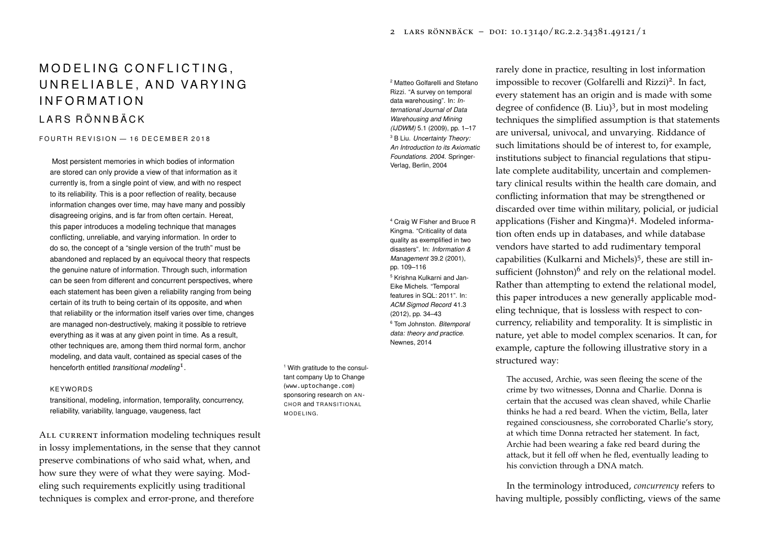# MODELING CONFLICTING, UNRELIABLE, AND VARYING INFORMATION

## LARS RÖNNBÄCK

FOURTH REVISION — 16 DECEMBER 2018

Most persistent memories in which bodies of information are stored can only provide a view of that information as it currently is, from a single point of view, and with no respect to its reliability. This is a poor reflection of reality, because information changes over time, may have many and possibly disagreeing origins, and is far from often certain. Hereat, this paper introduces a modeling technique that manages conflicting, unreliable, and varying information. In order to do so, the concept of a "single version of the truth" must be abandoned and replaced by an equivocal theory that respects the genuine nature of information. Through such, information can be seen from different and concurrent perspectives, where each statement has been given a reliability ranging from being certain of its truth to being certain of its opposite, and when that reliability or the information itself varies over time, changes are managed non-destructively, making it possible to retrieve everything as it was at any given point in time. As a result, other techniques are, among them third normal form, anchor modeling, and data vault, contained as special cases of the henceforth entitled *transitional modeling*[1].

[1] With gratitude to the consultant company Up to Change (www.uptochange.com) sponsoring research on ANCHOR and TRANSITIONAL MODELING.

KEYWORDS

transitional, modeling, information, temporality, concurrency, reliability, variability, language, vaugeness, fact

ALL CURRENT information modeling techniques result in lossy implementations, in the sense that they cannot preserve combinations of who said what, when, and how sure they were of what they were saying. Modeling such requirements explicitly using traditional techniques is complex and error-prone, and therefore rarely done in practice, resulting in lost information impossible to recover (Golfarelli and Rizzi)[2]. In fact, every statement has an origin and is made with some degree of confidence (B. Liu)[3], but in most modeling techniques the simplified assumption is that statements are universal, univocal, and unvarying. Riddance of such limitations should be of interest to, for example, institutions subject to financial regulations that stipulate complete auditability, uncertain and complementary clinical results within the health care domain, and conflicting information that may be strengthened or discarded over time within military, policial, or judicial applications (Fisher and Kingma)[4]. Modeled information often ends up in databases, and while database vendors have started to add rudimentary temporal capabilities (Kulkarni and Michels)[5], these are still insufficient (Johnston)[6] and rely on the relational model. Rather than attempting to extend the relational model, this paper introduces a new generally applicable modeling technique, that is lossless with respect to concurrency, reliability and temporality. It is simplistic in nature, yet able to model complex scenarios. It can, for example, capture the following illustrative story in a structured way:

> The accused, Archie, was seen fleeing the scene of the crime by two witnesses, Donna and Charlie. Donna is certain that the accused was clean shaved, while Charlie thinks he had a red beard. When the victim, Bella, later regained consciousness, she corroborated Charlie's story, at which time Donna retracted her statement. In fact, Archie had been wearing a fake red beard during the attack, but it fell off when he fled, eventually leading to his conviction through a DNA match.

In the terminology introduced, *concurrency* refers to having multiple, possibly conflicting, views of the same

[2] Matteo Golfarelli and Stefano Rizzi. "A survey on temporal data warehousing". In: *International Journal of Data Warehousing and Mining (IJDWM)* 5.1 (2009), pp. 1–17

[3] B Liu. *Uncertainty Theory: An Introduction to its Axiomatic Foundations. 2004*. Springer-Verlag, Berlin, 2004

[4] Craig W Fisher and Bruce R Kingma. "Criticality of data quality as exemplified in two disasters". In: *Information & Management* 39.2 (2001), pp. 109–116

[5] Krishna Kulkarni and Jan-Eike Michels. "Temporal features in SQL: 2011". In: *ACM Sigmod Record* 41.3 (2012), pp. 34–43

[6] Tom Johnston. *Bitemporal data: theory and practice.* Newnes, 2014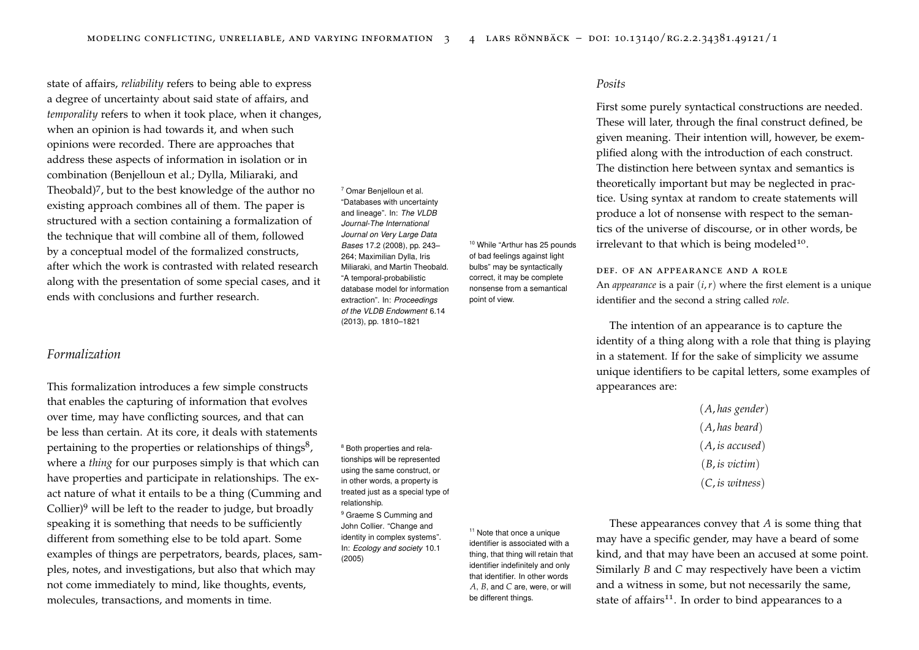state of affairs, *reliability* refers to being able to express a degree of uncertainty about said state of affairs, and *temporality* refers to when it took place, when it changes, when an opinion is had towards it, and when such opinions were recorded. There are approaches that address these aspects of information in isolation or in combination (Benjelloun et al.; Dylla, Miliaraki, and Theobald)[7], but to the best knowledge of the author no existing approach combines all of them. The paper is structured with a section containing a formalization of the technique that will combine all of them, followed by a conceptual model of the formalized constructs, after which the work is contrasted with related research along with the presentation of some special cases, and it ends with conclusions and further research.

[7] Omar Benjelloun et al. "Databases with uncertainty and lineage". In: *The VLDB Journal-The International Journal on Very Large Data Bases* 17.2 (2008), pp. 243–264; Maximilian Dylla, Iris Miliaraki, and Martin Theobald. "A temporal-probabilistic database model for information extraction". In: *Proceedings of the VLDB Endowment* 6.14 (2013), pp. 1810–1821

## Formalization

This formalization introduces a few simple constructs that enables the capturing of information that evolves over time, may have conflicting sources, and that can be less than certain. At its core, it deals with statements pertaining to the properties or relationships of things[8], where a *thing* for our purposes simply is that which can have properties and participate in relationships. The exact nature of what it entails to be a thing (Cumming and Collier)[9] will be left to the reader to judge, but broadly speaking it is something that needs to be sufficiently different from something else to be told apart. Some examples of things are perpetrators, beards, places, samples, notes, and investigations, but also that which may not come immediately to mind, like thoughts, events, molecules, transactions, and moments in time.

[8] Both properties and relationships will be represented using the same construct, or in other words, a property is treated just as a special type of relationship.

[9] Graeme S Cumming and John Collier. "Change and identity in complex systems". In: *Ecology and society* 10.1 (2005)

### Posits

First some purely syntactical constructions are needed. These will later, through the final construct defined, be given meaning. Their intention will, however, be exemplified along with the introduction of each construct. The distinction here between syntax and semantics is theoretically important but may be neglected in practice. Using syntax at random to create statements will produce a lot of nonsense with respect to the semantics of the universe of discourse, or in other words, be irrelevant to that which is being modeled[10].

[10] While "Arthur has 25 pounds of bad feelings against light bulbs" may be syntactically correct, it may be complete nonsense from a semantical point of view.

**DEF. OF AN APPEARANCE AND A ROLE**
An *appearance* is a pair $(i, r)$ where the first element is a unique identifier and the second a string called *role*.

The intention of an appearance is to capture the identity of a thing along with a role that thing is playing in a statement. If for the sake of simplicity we assume unique identifiers to be capital letters, some examples of appearances are:

$$(A, \textit{has gender})$$
$$(A, \textit{has beard})$$
$$(A, \textit{is accused})$$
$$(B, \textit{is victim})$$
$$(C, \textit{is witness})$$

These appearances convey that $A$ is some thing that may have a specific gender, may have a beard of some kind, and that may have been an accused at some point. Similarly $B$ and $C$ may respectively have been a victim and a witness in some, but not necessarily the same, state of affairs[11]. In order to bind appearances to a

[11] Note that once a unique identifier is associated with a thing, that thing will retain that identifier indefinitely and only that identifier. In other words $A$, $B$, and $C$ are, were, or will be different things.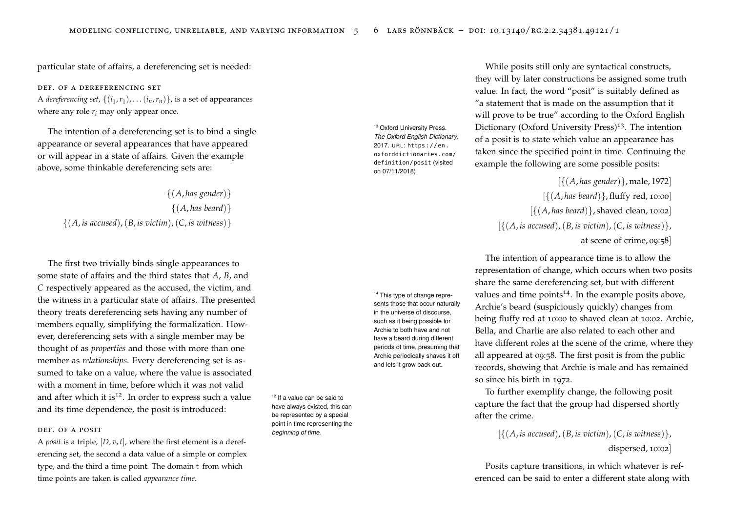particular state of affairs, a dereferencing set is needed:

#### Def. of a dereferencing set

A *dereferencing set*, $\{(i_1, r_1), \ldots (i_n, r_n)\}$, is a set of appearances where any role $r_i$ may only appear once.

The intention of a dereferencing set is to bind a single appearance or several appearances that have appeared or will appear in a state of affairs. Given the example above, some thinkable dereferencing sets are:

$$\{(A, \textit{has gender})\}$$
$$\{(A, \textit{has beard})\}$$
$$\{(A, \textit{is accused}), (B, \textit{is victim}), (C, \textit{is witness})\}$$

The first two trivially binds single appearances to some state of affairs and the third states that $A$, $B$, and $C$ respectively appeared as the accused, the victim, and the witness in a particular state of affairs. The presented theory treats dereferencing sets having any number of members equally, simplifying the formalization. However, dereferencing sets with a single member may be thought of as *properties* and those with more than one member as *relationships*. Every dereferencing set is assumed to take on a value, where the value is associated with a moment in time, before which it was not valid and after which it is[12]. In order to express such a value and its time dependence, the posit is introduced:

[12] If a value can be said to have always existed, this can be represented by a special point in time representing the *beginning of time*.

#### Def. of a posit

A *posit* is a triple, $[D, v, t]$, where the first element is a dereferencing set, the second a data value of a simple or complex type, and the third a time point. The domain $\mathbb{t}$ from which time points are taken is called *appearance time*.

While posits still only are syntactical constructs, they will by later constructions be assigned some truth value. In fact, the word "posit" is suitably defined as "a statement that is made on the assumption that it will prove to be true" according to the Oxford English Dictionary (Oxford University Press)[13]. The intention of a posit is to state which value an appearance has taken since the specified point in time. Continuing the example the following are some possible posits:

[13] Oxford University Press. *The Oxford English Dictionary*. 2017. URL: https://en.oxforddictionaries.com/definition/posit (visited on 07/11/2018)

$$[\{(A, \textit{has gender})\}, \text{male}, 1972]$$
$$[\{(A, \textit{has beard})\}, \text{fluffy red}, 10{:}00]$$
$$[\{(A, \textit{has beard})\}, \text{shaved clean}, 10{:}02]$$
$$[\{(A, \textit{is accused}), (B, \textit{is victim}), (C, \textit{is witness})\}, \text{at scene of crime}, 09{:}58]$$

The intention of appearance time is to allow the representation of change, which occurs when two posits share the same dereferencing set, but with different values and time points[14]. In the example posits above, Archie's beard (suspiciously quickly) changes from being fluffy red at 10:00 to shaved clean at 10:02. Archie, Bella, and Charlie are also related to each other and have different roles at the scene of the crime, where they all appeared at 09:58. The first posit is from the public records, showing that Archie is male and has remained so since his birth in 1972.

[14] This type of change represents those that occur naturally in the universe of discourse, such as it being possible for Archie to both have and not have a beard during different periods of time, presuming that Archie periodically shaves it off and lets it grow back out.

To further exemplify change, the following posit capture the fact that the group had dispersed shortly after the crime.

$$[\{(A, \textit{is accused}), (B, \textit{is victim}), (C, \textit{is witness})\}, \text{dispersed}, 10{:}02]$$

Posits capture transitions, in which whatever is referenced can be said to enter a different state along with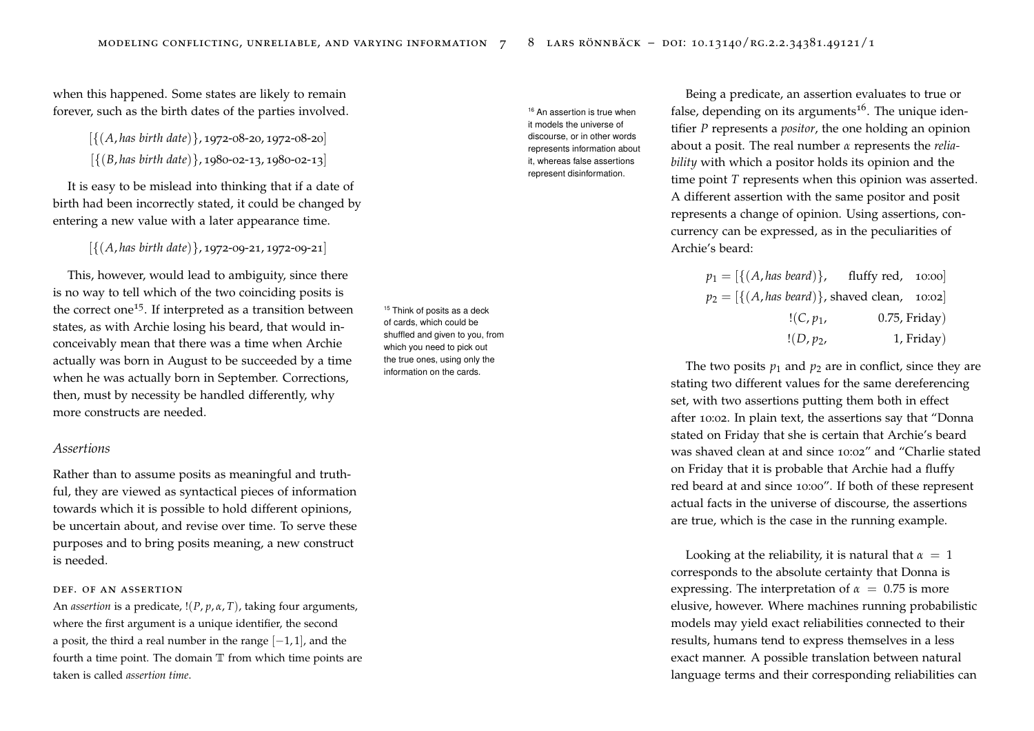when this happened. Some states are likely to remain forever, such as the birth dates of the parties involved.

$$[\{(A, \textit{has birth date})\}, \text{1972-08-20}, \text{1972-08-20}]$$
$$[\{(B, \textit{has birth date})\}, \text{1980-02-13}, \text{1980-02-13}]$$

It is easy to be mislead into thinking that if a date of birth had been incorrectly stated, it could be changed by entering a new value with a later appearance time.

$$[\{(A, \textit{has birth date})\}, \text{1972-09-21}, \text{1972-09-21}]$$

This, however, would lead to ambiguity, since there is no way to tell which of the two coinciding posits is the correct one[15]. If interpreted as a transition between states, as with Archie losing his beard, that would inconceivably mean that there was a time when Archie actually was born in August to be succeeded by a time when he was actually born in September. Corrections, then, must by necessity be handled differently, why more constructs are needed.

[15] Think of posits as a deck of cards, which could be shuffled and given to you, from which you need to pick out the true ones, using only the information on the cards.

### *Assertions*

Rather than to assume posits as meaningful and truthful, they are viewed as syntactical pieces of information towards which it is possible to hold different opinions, be uncertain about, and revise over time. To serve these purposes and to bring posits meaning, a new construct is needed.

**DEF. OF AN ASSERTION**
An *assertion* is a predicate, $!(P, p, \alpha, T)$, taking four arguments, where the first argument is a unique identifier, the second a posit, the third a real number in the range $[-1, 1]$, and the fourth a time point. The domain $\mathbb{T}$ from which time points are taken is called *assertion time*.

Being a predicate, an assertion evaluates to true or false, depending on its arguments[16]. The unique identifier $P$ represents a *positor*, the one holding an opinion about a posit. The real number $\alpha$ represents the *reliability* with which a positor holds its opinion and the time point $T$ represents when this opinion was asserted. A different assertion with the same positor and posit represents a change of opinion. Using assertions, concurrency can be expressed, as in the peculiarities of Archie's beard:

[16] An assertion is true when it models the universe of discourse, or in other words represents information about it, whereas false assertions represent disinformation.

$$
\begin{aligned}
p_1 &= [\{(A, \textit{has beard})\}, \quad \text{fluffy red}, \quad \text{10:00}] \\
p_2 &= [\{(A, \textit{has beard})\}, \text{shaved clean}, \quad \text{10:02}] \\
&\quad !(C, p_1, \quad 0.75, \text{Friday}) \\
&\quad !(D, p_2, \quad 1, \text{Friday})
\end{aligned}
$$

The two posits $p_1$ and $p_2$ are in conflict, since they are stating two different values for the same dereferencing set, with two assertions putting them both in effect after 10:02. In plain text, the assertions say that "Donna stated on Friday that she is certain that Archie's beard was shaved clean at and since 10:02" and "Charlie stated on Friday that it is probable that Archie had a fluffy red beard at and since 10:00". If both of these represent actual facts in the universe of discourse, the assertions are true, which is the case in the running example.

Looking at the reliability, it is natural that $\alpha = 1$ corresponds to the absolute certainty that Donna is expressing. The interpretation of $\alpha = 0.75$ is more elusive, however. Where machines running probabilistic models may yield exact reliabilities connected to their results, humans tend to express themselves in a less exact manner. A possible translation between natural language terms and their corresponding reliabilities can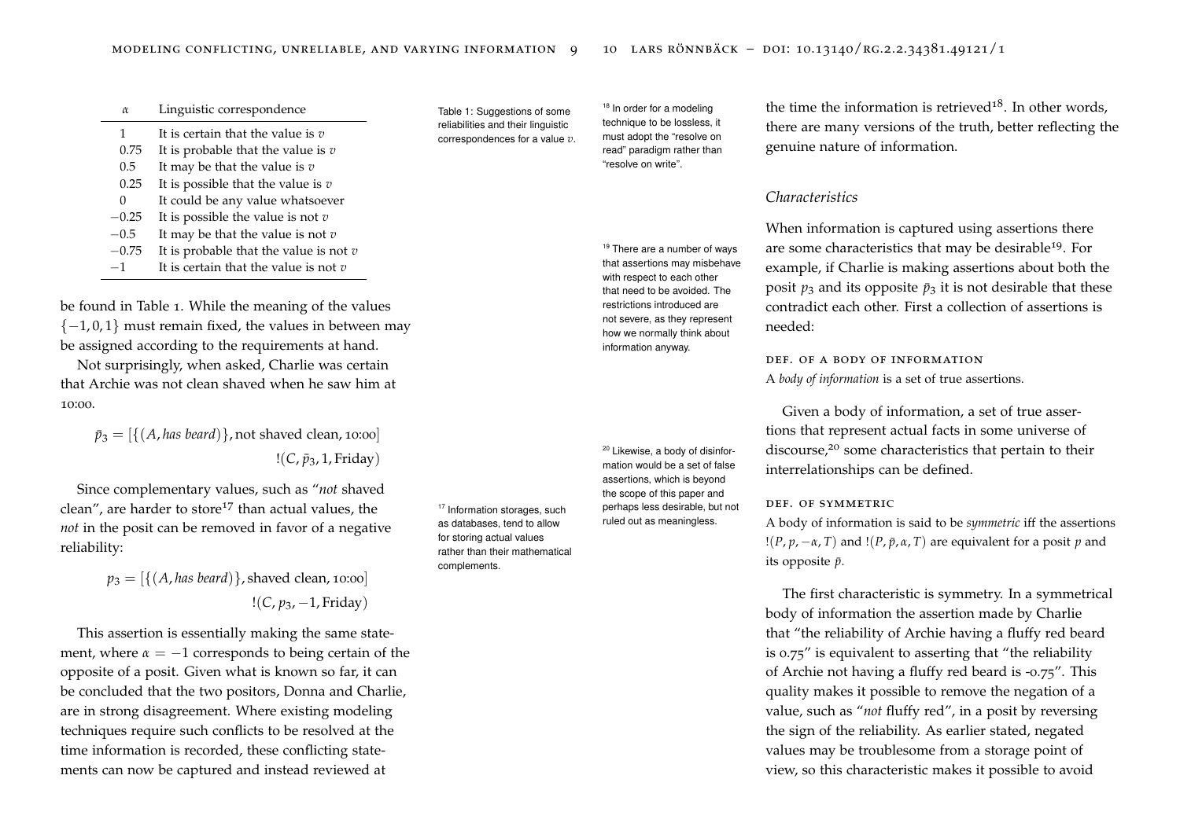| $\alpha$ | Linguistic correspondence |
|---|---|
| 1 | It is certain that the value is $v$ |
| 0.75 | It is probable that the value is $v$ |
| 0.5 | It may be that the value is $v$ |
| 0.25 | It is possible that the value is $v$ |
| 0 | It could be any value whatsoever |
| $-0.25$ | It is possible the value is not $v$ |
| $-0.5$ | It may be that the value is not $v$ |
| $-0.75$ | It is probable that the value is not $v$ |
| $-1$ | It is certain that the value is not $v$ |

Table 1: Suggestions of some reliabilities and their linguistic correspondences for a value $v$.

be found in Table 1. While the meaning of the values $\{-1, 0, 1\}$ must remain fixed, the values in between may be assigned according to the requirements at hand.

Not surprisingly, when asked, Charlie was certain that Archie was not clean shaved when he saw him at 10:00.

$$\bar{p}_3 = [\{(A, \textit{has beard})\}, \text{not shaved clean}, \text{10:00}]$$
$$!(C, \bar{p}_3, 1, \text{Friday})$$

Since complementary values, such as "*not* shaved clean", are harder to store[17] than actual values, the *not* in the posit can be removed in favor of a negative reliability:

$$p_3 = [\{(A, \textit{has beard})\}, \text{shaved clean}, \text{10:00}]$$
$$!(C, p_3, -1, \text{Friday})$$

This assertion is essentially making the same statement, where $\alpha = -1$ corresponds to being certain of the opposite of a posit. Given what is known so far, it can be concluded that the two positors, Donna and Charlie, are in strong disagreement. Where existing modeling techniques require such conflicts to be resolved at the time information is recorded, these conflicting statements can now be captured and instead reviewed at the time the information is retrieved[18]. In other words, there are many versions of the truth, better reflecting the genuine nature of information.

[17] Information storages, such as databases, tend to allow for storing actual values rather than their mathematical complements.

[18] In order for a modeling technique to be lossless, it must adopt the "resolve on read" paradigm rather than "resolve on write".

### *Characteristics*

When information is captured using assertions there are some characteristics that may be desirable[19]. For example, if Charlie is making assertions about both the posit $p_3$ and its opposite $\bar{p}_3$ it is not desirable that these contradict each other. First a collection of assertions is needed:

[19] There are a number of ways that assertions may misbehave with respect to each other that need to be avoided. The restrictions introduced are not severe, as they represent how we normally think about information anyway.

**DEF. OF A BODY OF INFORMATION**
A *body of information* is a set of true assertions.

Given a body of information, a set of true assertions that represent actual facts in some universe of discourse,[20] some characteristics that pertain to their interrelationships can be defined.

[20] Likewise, a body of disinformation would be a set of false assertions, which is beyond the scope of this paper and perhaps less desirable, but not ruled out as meaningless.

**DEF. OF SYMMETRIC**
A body of information is said to be *symmetric* iff the assertions $!(P, p, -\alpha, T)$ and $!(P, \bar{p}, \alpha, T)$ are equivalent for a posit $p$ and its opposite $\bar{p}$.

The first characteristic is symmetry. In a symmetrical body of information the assertion made by Charlie that "the reliability of Archie having a fluffy red beard is 0.75" is equivalent to asserting that "the reliability of Archie not having a fluffy red beard is -0.75". This quality makes it possible to remove the negation of a value, such as "*not* fluffy red", in a posit by reversing the sign of the reliability. As earlier stated, negated values may be troublesome from a storage point of view, so this characteristic makes it possible to avoid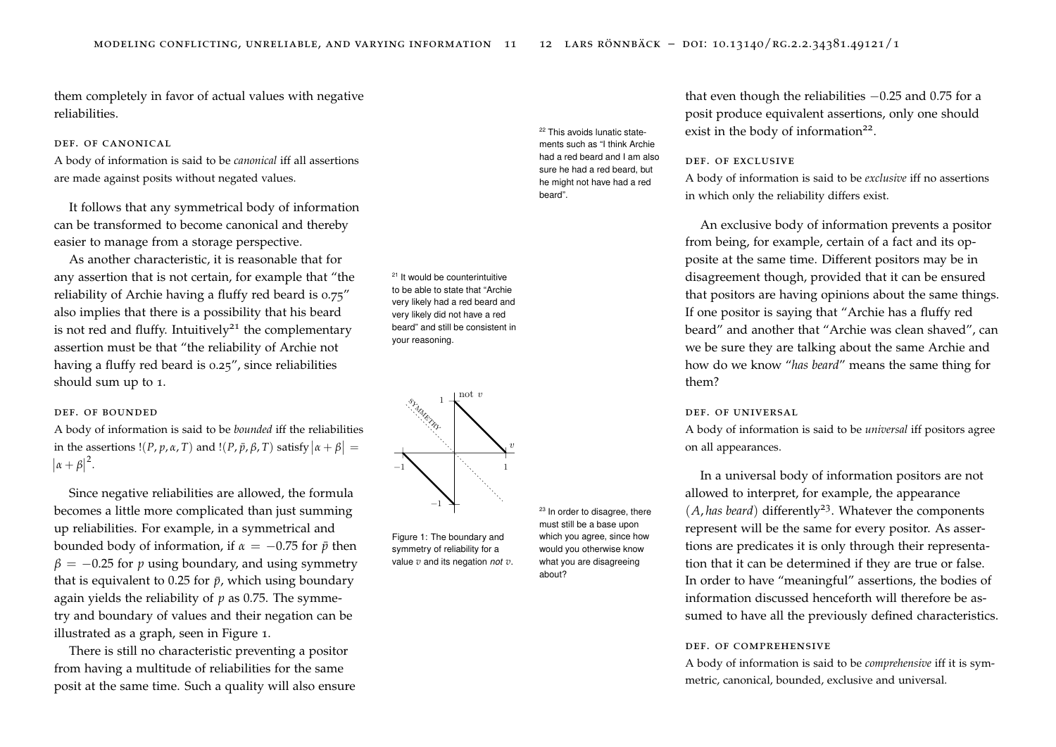them completely in favor of actual values with negative reliabilities.

#### def. of canonical

A body of information is said to be *canonical* iff all assertions are made against posits without negated values.

It follows that any symmetrical body of information can be transformed to become canonical and thereby easier to manage from a storage perspective.

As another characteristic, it is reasonable that for any assertion that is not certain, for example that "the reliability of Archie having a fluffy red beard is 0.75" also implies that there is a possibility that his beard is not red and fluffy. Intuitively[21] the complementary assertion must be that "the reliability of Archie not having a fluffy red beard is 0.25", since reliabilities should sum up to 1.

[21] It would be counterintuitive to be able to state that "Archie very likely had a red beard and very likely did not have a red beard" and still be consistent in your reasoning.

#### def. of bounded

A body of information is said to be *bounded* iff the reliabilities in the assertions $!(P, p, \alpha, T)$ and $!(P, \bar{p}, \beta, T)$ satisfy $|\alpha + \beta| = |\alpha + \beta|^2$.

Since negative reliabilities are allowed, the formula becomes a little more complicated than just summing up reliabilities. For example, in a symmetrical and bounded body of information, if $\alpha = -0.75$ for $\bar{p}$ then $\beta = -0.25$ for $p$ using boundary, and using symmetry that is equivalent to $0.25$ for $\bar{p}$, which using boundary again yields the reliability of $p$ as $0.75$. The symmetry and boundary of values and their negation can be illustrated as a graph, seen in Figure 1.

Figure 1: The boundary and symmetry of reliability for a value $v$ and its negation *not* $v$.

There is still no characteristic preventing a positor from having a multitude of reliabilities for the same posit at the same time. Such a quality will also ensure that even though the reliabilities $-0.25$ and $0.75$ for a posit produce equivalent assertions, only one should exist in the body of information[22].

[22] This avoids lunatic statements such as "I think Archie had a red beard and I am also sure he had a red beard, but he might not have had a red beard".

#### def. of exclusive

A body of information is said to be *exclusive* iff no assertions in which only the reliability differs exist.

An exclusive body of information prevents a positor from being, for example, certain of a fact and its opposite at the same time. Different positors may be in disagreement though, provided that it can be ensured that positors are having opinions about the same things. If one positor is saying that "Archie has a fluffy red beard" and another that "Archie was clean shaved", can we be sure they are talking about the same Archie and how do we know "*has beard*" means the same thing for them?

#### def. of universal

A body of information is said to be *universal* iff positors agree on all appearances.

In a universal body of information positors are not allowed to interpret, for example, the appearance $(A, \textit{has beard})$ differently[23]. Whatever the components represent will be the same for every positor. As assertions are predicates it is only through their representation that it can be determined if they are true or false. In order to have "meaningful" assertions, the bodies of information discussed henceforth will therefore be assumed to have all the previously defined characteristics.

[23] In order to disagree, there must still be a base upon which you agree, since how would you otherwise know what you are disagreeing about?

#### def. of comprehensive

A body of information is said to be *comprehensive* iff it is symmetric, canonical, bounded, exclusive and universal.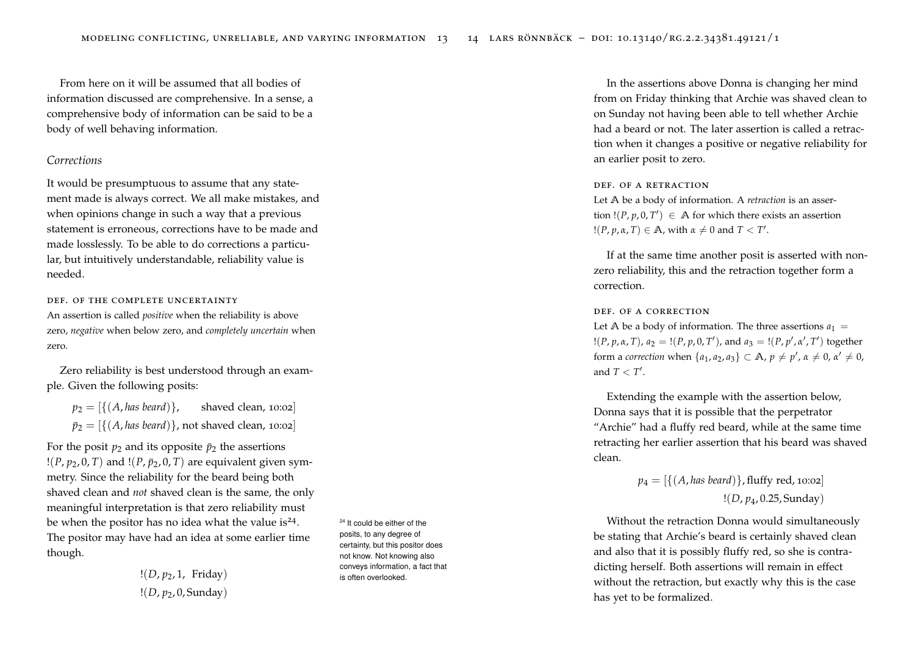From here on it will be assumed that all bodies of information discussed are comprehensive. In a sense, a comprehensive body of information can be said to be a body of well behaving information.

### *Corrections*

It would be presumptuous to assume that any statement made is always correct. We all make mistakes, and when opinions change in such a way that a previous statement is erroneous, corrections have to be made and made losslessly. To be able to do corrections a particular, but intuitively understandable, reliability value is needed.

#### def. of the complete uncertainty

An assertion is called *positive* when the reliability is above zero, *negative* when below zero, and *completely uncertain* when zero.

Zero reliability is best understood through an example. Given the following posits:

$$p_2 = [\{(A, \textit{has beard})\}, \quad \text{shaved clean, 10:02}]$$
$$\bar{p}_2 = [\{(A, \textit{has beard})\}, \text{not shaved clean, 10:02}]$$

For the posit $p_2$ and its opposite $\bar{p}_2$ the assertions $!(P, p_2, 0, T)$ and $!(P, \bar{p}_2, 0, T)$ are equivalent given symmetry. Since the reliability for the beard being both shaved clean and *not* shaved clean is the same, the only meaningful interpretation is that zero reliability must be when the positor has no idea what the value is[24]. The positor may have had an idea at some earlier time though.

$$!(D, p_2, 1, \text{ Friday})$$
$$!(D, p_2, 0, \text{Sunday})$$

[24] It could be either of the posits, to any degree of certainty, but this positor does not know. Not knowing also conveys information, a fact that is often overlooked.

In the assertions above Donna is changing her mind from on Friday thinking that Archie was shaved clean to on Sunday not having been able to tell whether Archie had a beard or not. The later assertion is called a retraction when it changes a positive or negative reliability for an earlier posit to zero.

#### def. of a retraction

Let $\mathbb{A}$ be a body of information. A *retraction* is an assertion $!(P, p, 0, T') \in \mathbb{A}$ for which there exists an assertion $!(P, p, \alpha, T) \in \mathbb{A}$, with $\alpha \neq 0$ and $T < T'$.

If at the same time another posit is asserted with nonzero reliability, this and the retraction together form a correction.

#### def. of a correction

Let $\mathbb{A}$ be a body of information. The three assertions $a_1 = !(P, p, \alpha, T)$, $a_2 = !(P, p, 0, T')$, and $a_3 = !(P, p', \alpha', T')$ together form a *correction* when $\{a_1, a_2, a_3\} \subset \mathbb{A}$, $p \neq p'$, $\alpha \neq 0$, $\alpha' \neq 0$, and $T < T'$.

Extending the example with the assertion below, Donna says that it is possible that the perpetrator "Archie" had a fluffy red beard, while at the same time retracting her earlier assertion that his beard was shaved clean.

$$p_4 = [\{(A, \textit{has beard})\}, \text{fluffy red, 10:02}]$$
$$!(D, p_4, 0.25, \text{Sunday})$$

Without the retraction Donna would simultaneously be stating that Archie's beard is certainly shaved clean and also that it is possibly fluffy red, so she is contradicting herself. Both assertions will remain in effect without the retraction, but exactly why this is the case has yet to be formalized.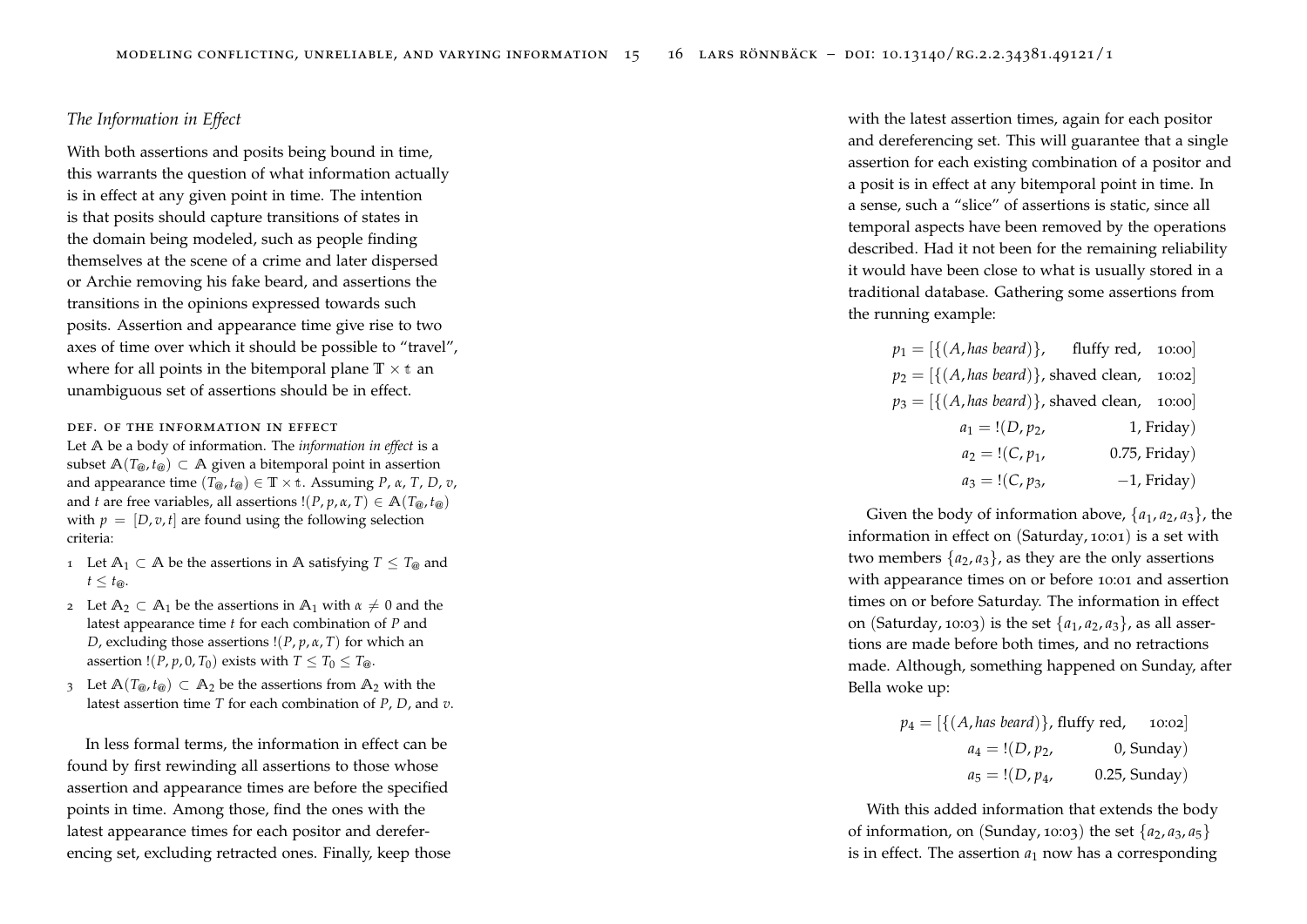### *The Information in Effect*

With both assertions and posits being bound in time, this warrants the question of what information actually is in effect at any given point in time. The intention is that posits should capture transitions of states in the domain being modeled, such as people finding themselves at the scene of a crime and later dispersed or Archie removing his fake beard, and assertions the transitions in the opinions expressed towards such posits. Assertion and appearance time give rise to two axes of time over which it should be possible to "travel", where for all points in the bitemporal plane $\mathbb{T} \times \mathbb{t}$ an unambiguous set of assertions should be in effect.

**DEF. OF THE INFORMATION IN EFFECT**

Let $\mathbb{A}$ be a body of information. The *information in effect* is a subset $\mathbb{A}(T_@, t_@) \subset \mathbb{A}$ given a bitemporal point in assertion and appearance time $(T_@, t_@) \in \mathbb{T} \times \mathbb{t}$. Assuming $P$, $\alpha$, $T$, $D$, $v$, and $t$ are free variables, all assertions $!(P, p, \alpha, T) \in \mathbb{A}(T_@, t_@)$ with $p = [D, v, t]$ are found using the following selection criteria:

1. Let $\mathbb{A}_1 \subset \mathbb{A}$ be the assertions in $\mathbb{A}$ satisfying $T \leq T_@$ and $t \leq t_@$.
2. Let $\mathbb{A}_2 \subset \mathbb{A}_1$ be the assertions in $\mathbb{A}_1$ with $\alpha \neq 0$ and the latest appearance time $t$ for each combination of $P$ and $D$, excluding those assertions $!(P, p, \alpha, T)$ for which an assertion $!(P, p, 0, T_0)$ exists with $T \leq T_0 \leq T_@$.
3. Let $\mathbb{A}(T_@, t_@) \subset \mathbb{A}_2$ be the assertions from $\mathbb{A}_2$ with the latest assertion time $T$ for each combination of $P$, $D$, and $v$.

In less formal terms, the information in effect can be found by first rewinding all assertions to those whose assertion and appearance times are before the specified points in time. Among those, find the ones with the latest appearance times for each positor and dereferencing set, excluding retracted ones. Finally, keep those with the latest assertion times, again for each positor and dereferencing set. This will guarantee that a single assertion for each existing combination of a positor and a posit is in effect at any bitemporal point in time. In a sense, such a "slice" of assertions is static, since all temporal aspects have been removed by the operations described. Had it not been for the remaining reliability it would have been close to what is usually stored in a traditional database. Gathering some assertions from the running example:

$$
\begin{aligned}
p_1 &= [\{(A, \textit{has beard})\}, \text{ fluffy red}, \text{ 10:00}] \\
p_2 &= [\{(A, \textit{has beard})\}, \text{ shaved clean}, \text{ 10:02}] \\
p_3 &= [\{(A, \textit{has beard})\}, \text{ shaved clean}, \text{ 10:00}] \\
a_1 &= !(D, p_2, \quad 1, \text{ Friday}) \\
a_2 &= !(C, p_1, \quad 0.75, \text{ Friday}) \\
a_3 &= !(C, p_3, \quad -1, \text{ Friday})
\end{aligned}
$$

Given the body of information above, $\{a_1, a_2, a_3\}$, the information in effect on (Saturday, 10:01) is a set with two members $\{a_2, a_3\}$, as they are the only assertions with appearance times on or before 10:01 and assertion times on or before Saturday. The information in effect on (Saturday, 10:03) is the set $\{a_1, a_2, a_3\}$, as all assertions are made before both times, and no retractions made. Although, something happened on Sunday, after Bella woke up:

$$
\begin{aligned}
p_4 &= [\{(A, \textit{has beard})\}, \text{ fluffy red}, \text{ 10:02}] \\
a_4 &= !(D, p_2, \quad 0, \text{ Sunday}) \\
a_5 &= !(D, p_4, \quad 0.25, \text{ Sunday})
\end{aligned}
$$

With this added information that extends the body of information, on (Sunday, 10:03) the set $\{a_2, a_3, a_5\}$ is in effect. The assertion $a_1$ now has a corresponding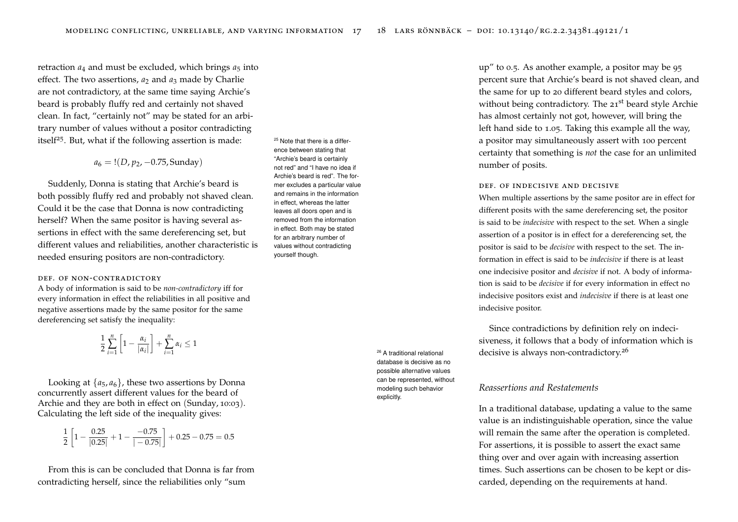retraction $a_4$ and must be excluded, which brings $a_5$ into effect. The two assertions, $a_2$ and $a_3$ made by Charlie are not contradictory, at the same time saying Archie's beard is probably fluffy red and certainly not shaved clean. In fact, "certainly not" may be stated for an arbitrary number of values without a positor contradicting itself[25]. But, what if the following assertion is made:

$$a_6 = !(D, p_2, -0.75, \text{Sunday})$$

Suddenly, Donna is stating that Archie's beard is both possibly fluffy red and probably not shaved clean. Could it be the case that Donna is now contradicting herself? When the same positor is having several assertions in effect with the same dereferencing set, but different values and reliabilities, another characteristic is needed ensuring positors are non-contradictory.

[25] Note that there is a difference between stating that "Archie's beard is certainly not red" and "I have no idea if Archie's beard is red". The former excludes a particular value and remains in the information in effect, whereas the latter leaves all doors open and is removed from the information in effect. Both may be stated for an arbitrary number of values without contradicting yourself though.

### def. of non-contradictory

A body of information is said to be *non-contradictory* iff for every information in effect the reliabilities in all positive and negative assertions made by the same positor for the same dereferencing set satisfy the inequality:

$$\frac{1}{2}\sum_{i=1}^{n}\left[1 - \frac{\alpha_i}{|\alpha_i|}\right] + \sum_{i=1}^{n}\alpha_i \leq 1$$

Looking at $\{a_5, a_6\}$, these two assertions by Donna concurrently assert different values for the beard of Archie and they are both in effect on (Sunday, 10:03). Calculating the left side of the inequality gives:

$$\frac{1}{2}\left[1 - \frac{0.25}{|0.25|} + 1 - \frac{-0.75}{|-0.75|}\right] + 0.25 - 0.75 = 0.5$$

From this is can be concluded that Donna is far from contradicting herself, since the reliabilities only "sum up" to 0.5. As another example, a positor may be 95 percent sure that Archie's beard is not shaved clean, and the same for up to 20 different beard styles and colors, without being contradictory. The 21st beard style Archie has almost certainly not got, however, will bring the left hand side to 1.05. Taking this example all the way, a positor may simultaneously assert with 100 percent certainty that something is *not* the case for an unlimited number of posits.

### def. of indecisive and decisive

When multiple assertions by the same positor are in effect for different posits with the same dereferencing set, the positor is said to be *indecisive* with respect to the set. When a single assertion of a positor is in effect for a dereferencing set, the positor is said to be *decisive* with respect to the set. The information in effect is said to be *indecisive* if there is at least one indecisive positor and *decisive* if not. A body of information is said to be *decisive* if for every information in effect no indecisive positors exist and *indecisive* if there is at least one indecisive positor.

Since contradictions by definition rely on indecisiveness, it follows that a body of information which is decisive is always non-contradictory.[26]

[26] A traditional relational database is decisive as no possible alternative values can be represented, without modeling such behavior explicitly.

## *Reassertions and Restatements*

In a traditional database, updating a value to the same value is an indistinguishable operation, since the value will remain the same after the operation is completed. For assertions, it is possible to assert the exact same thing over and over again with increasing assertion times. Such assertions can be chosen to be kept or discarded, depending on the requirements at hand.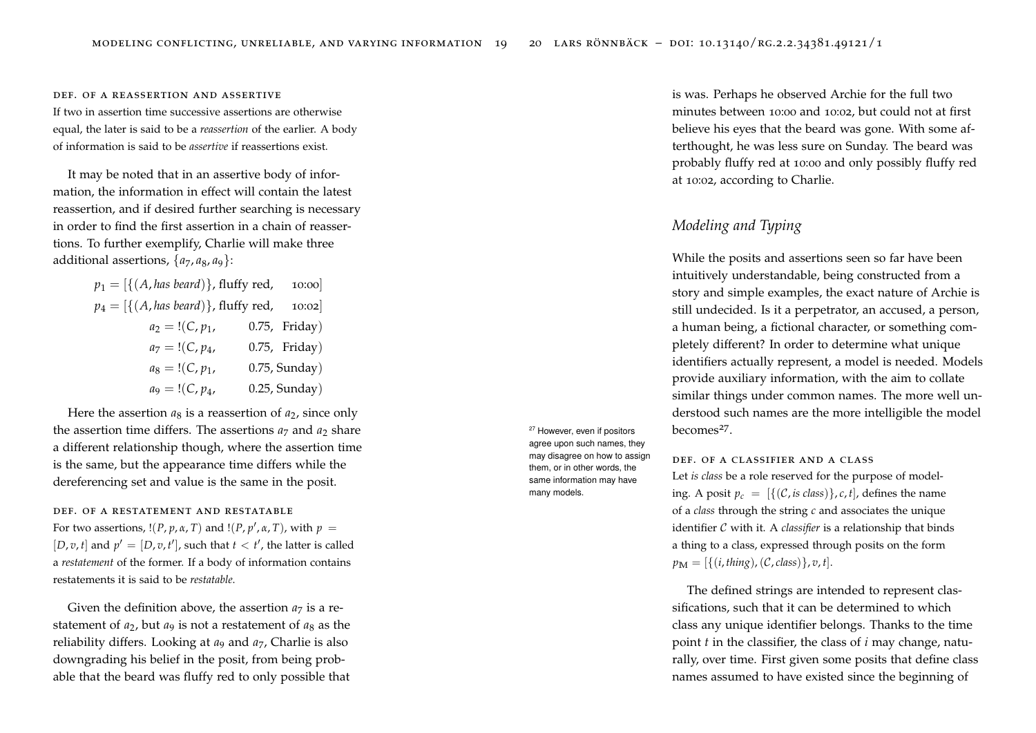def. of a reassertion and assertive

If two in assertion time successive assertions are otherwise equal, the later is said to be a *reassertion* of the earlier. A body of information is said to be *assertive* if reassertions exist.

It may be noted that in an assertive body of information, the information in effect will contain the latest reassertion, and if desired further searching is necessary in order to find the first assertion in a chain of reassertions. To further exemplify, Charlie will make three additional assertions, $\{a_7, a_8, a_9\}$:

$$
\begin{aligned}
p_1 &= [\{(A, \textit{has beard})\}, \text{fluffy red}, \quad \text{10:00}] \\
p_4 &= [\{(A, \textit{has beard})\}, \text{fluffy red}, \quad \text{10:02}] \\
a_2 &= !(C, p_1, \quad 0.75, \text{ Friday}) \\
a_7 &= !(C, p_4, \quad 0.75, \text{ Friday}) \\
a_8 &= !(C, p_1, \quad 0.75, \text{ Sunday}) \\
a_9 &= !(C, p_4, \quad 0.25, \text{ Sunday})
\end{aligned}
$$

Here the assertion $a_8$ is a reassertion of $a_2$, since only the assertion time differs. The assertions $a_7$ and $a_2$ share a different relationship though, where the assertion time is the same, but the appearance time differs while the dereferencing set and value is the same in the posit.

def. of a restatement and restatable

For two assertions, $!(P, p, \alpha, T)$ and $!(P, p', \alpha, T)$, with $p = [D, v, t]$ and $p' = [D, v, t']$, such that $t < t'$, the latter is called a *restatement* of the former. If a body of information contains restatements it is said to be *restatable*.

Given the definition above, the assertion $a_7$ is a restatement of $a_2$, but $a_9$ is not a restatement of $a_8$ as the reliability differs. Looking at $a_9$ and $a_7$, Charlie is also downgrading his belief in the posit, from being probable that the beard was fluffy red to only possible that is was. Perhaps he observed Archie for the full two minutes between 10:00 and 10:02, but could not at first believe his eyes that the beard was gone. With some afterthought, he was less sure on Sunday. The beard was probably fluffy red at 10:00 and only possibly fluffy red at 10:02, according to Charlie.

## Modeling and Typing

While the posits and assertions seen so far have been intuitively understandable, being constructed from a story and simple examples, the exact nature of Archie is still undecided. Is it a perpetrator, an accused, a person, a human being, a fictional character, or something completely different? In order to determine what unique identifiers actually represent, a model is needed. Models provide auxiliary information, with the aim to collate similar things under common names. The more well understood such names are the more intelligible the model becomes[27].

[27] However, even if positors agree upon such names, they may disagree on how to assign them, or in other words, the same information may have many models.

def. of a classifier and a class

Let *is class* be a role reserved for the purpose of modeling. A posit $p_c = [\{(\mathcal{C}, \textit{is class})\}, c, t]$, defines the name of a *class* through the string $c$ and associates the unique identifier $\mathcal{C}$ with it. A *classifier* is a relationship that binds a thing to a class, expressed through posits on the form $p_M = [\{(i, \textit{thing}), (\mathcal{C}, \textit{class})\}, v, t]$.

The defined strings are intended to represent classifications, such that it can be determined to which class any unique identifier belongs. Thanks to the time point $t$ in the classifier, the class of $i$ may change, naturally, over time. First given some posits that define class names assumed to have existed since the beginning of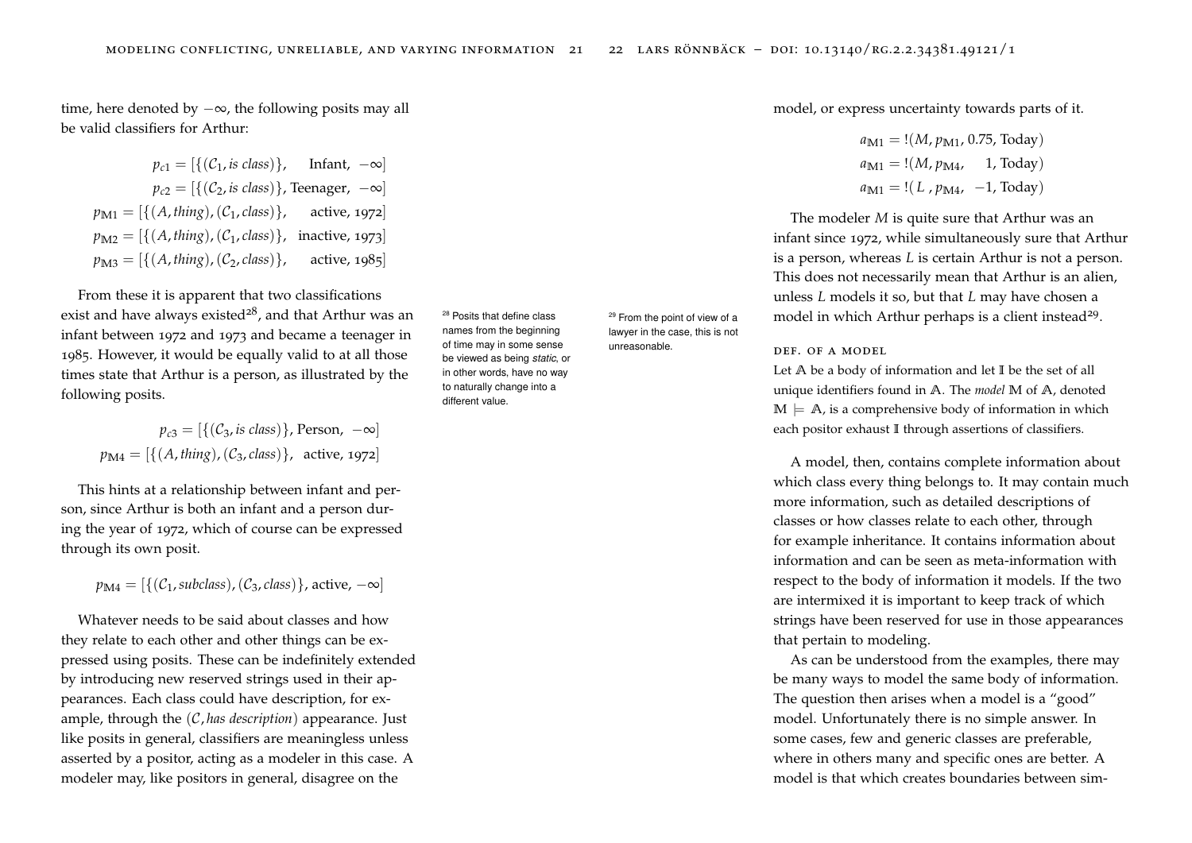time, here denoted by $-\infty$, the following posits may all be valid classifiers for Arthur:

$$p_{c1} = [\{(\mathcal{C}_1, \textit{is class})\}, \quad \text{Infant}, \ -\infty]$$
$$p_{c2} = [\{(\mathcal{C}_2, \textit{is class})\}, \text{Teenager}, \ -\infty]$$
$$p_{\mathbb{M}1} = [\{(A, \textit{thing}), (\mathcal{C}_1, \textit{class})\}, \quad \text{active}, 1972]$$
$$p_{\mathbb{M}2} = [\{(A, \textit{thing}), (\mathcal{C}_1, \textit{class})\}, \ \text{inactive}, 1973]$$
$$p_{\mathbb{M}3} = [\{(A, \textit{thing}), (\mathcal{C}_2, \textit{class})\}, \quad \text{active}, 1985]$$

From these it is apparent that two classifications exist and have always existed[28], and that Arthur was an infant between 1972 and 1973 and became a teenager in 1985. However, it would be equally valid to at all those times state that Arthur is a person, as illustrated by the following posits.

$$p_{c3} = [\{(\mathcal{C}_3, \textit{is class})\}, \text{Person}, \ -\infty]$$
$$p_{\mathbb{M}4} = [\{(A, \textit{thing}), (\mathcal{C}_3, \textit{class})\}, \ \text{active}, 1972]$$

This hints at a relationship between infant and person, since Arthur is both an infant and a person during the year of 1972, which of course can be expressed through its own posit.

$$p_{\mathbb{M}4} = [\{(\mathcal{C}_1, \textit{subclass}), (\mathcal{C}_3, \textit{class})\}, \text{active}, -\infty]$$

Whatever needs to be said about classes and how they relate to each other and other things can be expressed using posits. These can be indefinitely extended by introducing new reserved strings used in their appearances. Each class could have description, for example, through the $(\mathcal{C}, \textit{has description})$ appearance. Just like posits in general, classifiers are meaningless unless asserted by a positor, acting as a modeler in this case. A modeler may, like positors in general, disagree on the model, or express uncertainty towards parts of it.

$$a_{\mathbb{M}1} = !(M, p_{\mathbb{M}1}, 0.75, \text{Today})$$
$$a_{\mathbb{M}1} = !(M, p_{\mathbb{M}4}, \quad 1, \text{Today})$$
$$a_{\mathbb{M}1} = !(\ L\ , p_{\mathbb{M}4}, \ -1, \text{Today})$$

The modeler $M$ is quite sure that Arthur was an infant since 1972, while simultaneously sure that Arthur is a person, whereas $L$ is certain Arthur is not a person. This does not necessarily mean that Arthur is an alien, unless $L$ models it so, but that $L$ may have chosen a model in which Arthur perhaps is a client instead[29].

[28] Posits that define class names from the beginning of time may in some sense be viewed as being *static*, or in other words, have no way to naturally change into a different value.

[29] From the point of view of a lawyer in the case, this is not unreasonable.

### def. of a model

Let $\mathbb{A}$ be a body of information and let $\mathbb{I}$ be the set of all unique identifiers found in $\mathbb{A}$. The *model* $\mathbb{M}$ of $\mathbb{A}$, denoted $\mathbb{M} \models \mathbb{A}$, is a comprehensive body of information in which each positor exhaust $\mathbb{I}$ through assertions of classifiers.

A model, then, contains complete information about which class every thing belongs to. It may contain much more information, such as detailed descriptions of classes or how classes relate to each other, through for example inheritance. It contains information about information and can be seen as meta-information with respect to the body of information it models. If the two are intermixed it is important to keep track of which strings have been reserved for use in those appearances that pertain to modeling.

As can be understood from the examples, there may be many ways to model the same body of information. The question then arises when a model is a "good" model. Unfortunately there is no simple answer. In some cases, few and generic classes are preferable, where in others many and specific ones are better. A model is that which creates boundaries between sim-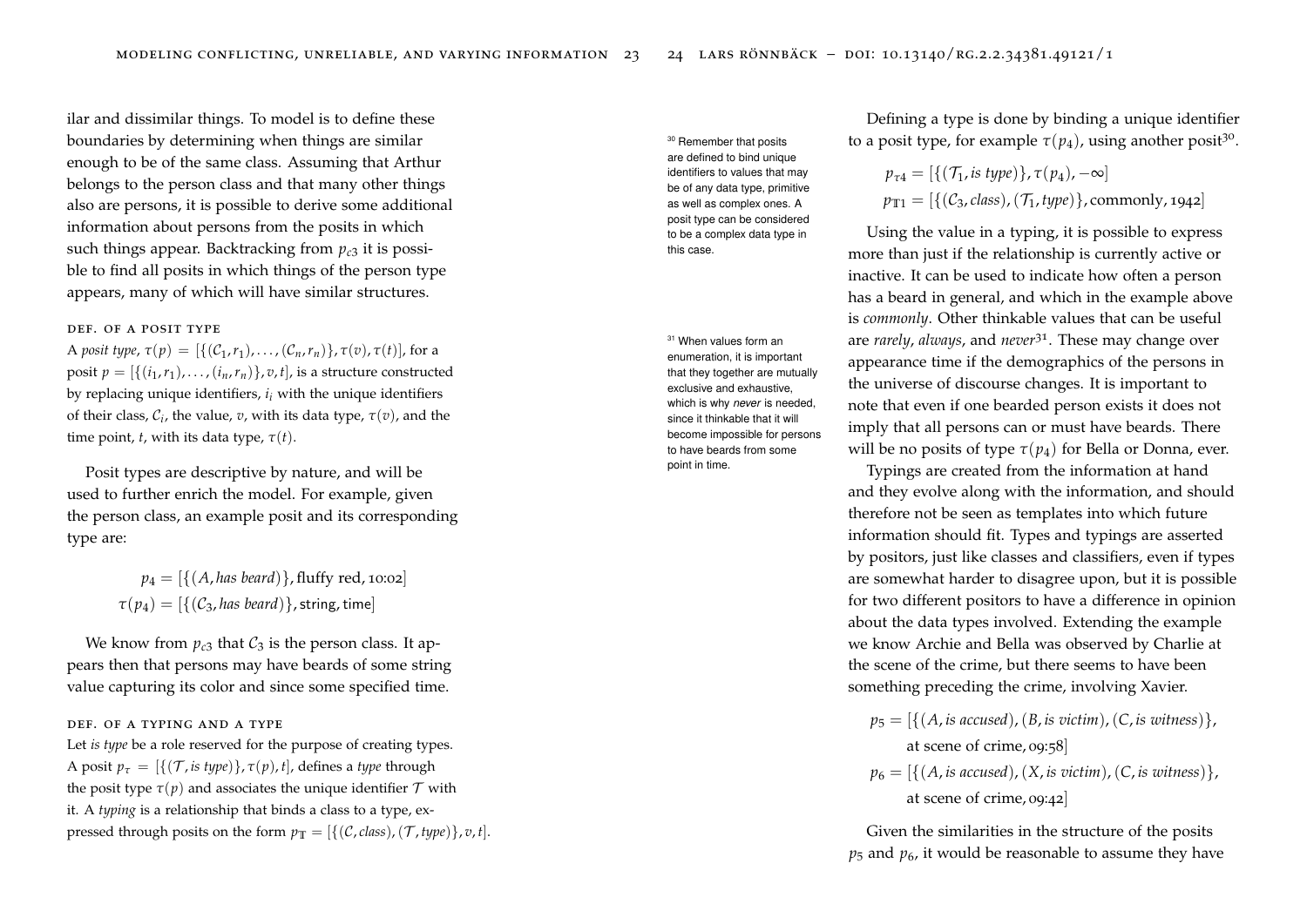ilar and dissimilar things. To model is to define these boundaries by determining when things are similar enough to be of the same class. Assuming that Arthur belongs to the person class and that many other things also are persons, it is possible to derive some additional information about persons from the posits in which such things appear. Backtracking from $p_{c3}$ it is possible to find all posits in which things of the person type appears, many of which will have similar structures.

### Def. of a posit type

A *posit type*, $\tau(p) = [\{(\mathcal{C}_1, r_1), \ldots, (\mathcal{C}_n, r_n)\}, \tau(v), \tau(t)]$, for a posit $p = [\{(i_1, r_1), \ldots, (i_n, r_n)\}, v, t]$, is a structure constructed by replacing unique identifiers, $i_i$ with the unique identifiers of their class, $\mathcal{C}_i$, the value, $v$, with its data type, $\tau(v)$, and the time point, $t$, with its data type, $\tau(t)$.

Posit types are descriptive by nature, and will be used to further enrich the model. For example, given the person class, an example posit and its corresponding type are:

$$p_4 = [\{(A, \textit{has beard})\}, \text{fluffy red}, \text{10:02}]$$
$$\tau(p_4) = [\{(\mathcal{C}_3, \textit{has beard})\}, \mathsf{string}, \mathsf{time}]$$

We know from $p_{c3}$ that $\mathcal{C}_3$ is the person class. It appears then that persons may have beards of some string value capturing its color and since some specified time.

### Def. of a typing and a type

Let *is type* be a role reserved for the purpose of creating types. A posit $p_\tau = [\{(\mathcal{T}, \textit{is type})\}, \tau(p), t]$, defines a *type* through the posit type $\tau(p)$ and associates the unique identifier $\mathcal{T}$ with it. A *typing* is a relationship that binds a class to a type, expressed through posits on the form $p_{\mathbb{T}} = [\{(\mathcal{C}, \textit{class}), (\mathcal{T}, \textit{type})\}, v, t]$.

Defining a type is done by binding a unique identifier to a posit type, for example $\tau(p_4)$, using another posit[30].

$$p_{\tau 4} = [\{(\mathcal{T}_1, \textit{is type})\}, \tau(p_4), -\infty]$$
$$p_{\mathbb{T}1} = [\{(\mathcal{C}_3, \textit{class}), (\mathcal{T}_1, \textit{type})\}, \text{commonly}, 1942]$$

[30] Remember that posits are defined to bind unique identifiers to values that may be of any data type, primitive as well as complex ones. A posit type can be considered to be a complex data type in this case.

Using the value in a typing, it is possible to express more than just if the relationship is currently active or inactive. It can be used to indicate how often a person has a beard in general, and which in the example above is *commonly*. Other thinkable values that can be useful are *rarely*, *always*, and *never*[31]. These may change over appearance time if the demographics of the persons in the universe of discourse changes. It is important to note that even if one bearded person exists it does not imply that all persons can or must have beards. There will be no posits of type $\tau(p_4)$ for Bella or Donna, ever.

[31] When values form an enumeration, it is important that they together are mutually exclusive and exhaustive, which is why *never* is needed, since it thinkable that it will become impossible for persons to have beards from some point in time.

Typings are created from the information at hand and they evolve along with the information, and should therefore not be seen as templates into which future information should fit. Types and typings are asserted by positors, just like classes and classifiers, even if types are somewhat harder to disagree upon, but it is possible for two different positors to have a difference in opinion about the data types involved. Extending the example we know Archie and Bella was observed by Charlie at the scene of the crime, but there seems to have been something preceding the crime, involving Xavier.

$$p_5 = [\{(A, \textit{is accused}), (B, \textit{is victim}), (C, \textit{is witness})\}, \text{at scene of crime}, \text{09:58}]$$
$$p_6 = [\{(A, \textit{is accused}), (X, \textit{is victim}), (C, \textit{is witness})\}, \text{at scene of crime}, \text{09:42}]$$

Given the similarities in the structure of the posits $p_5$ and $p_6$, it would be reasonable to assume they have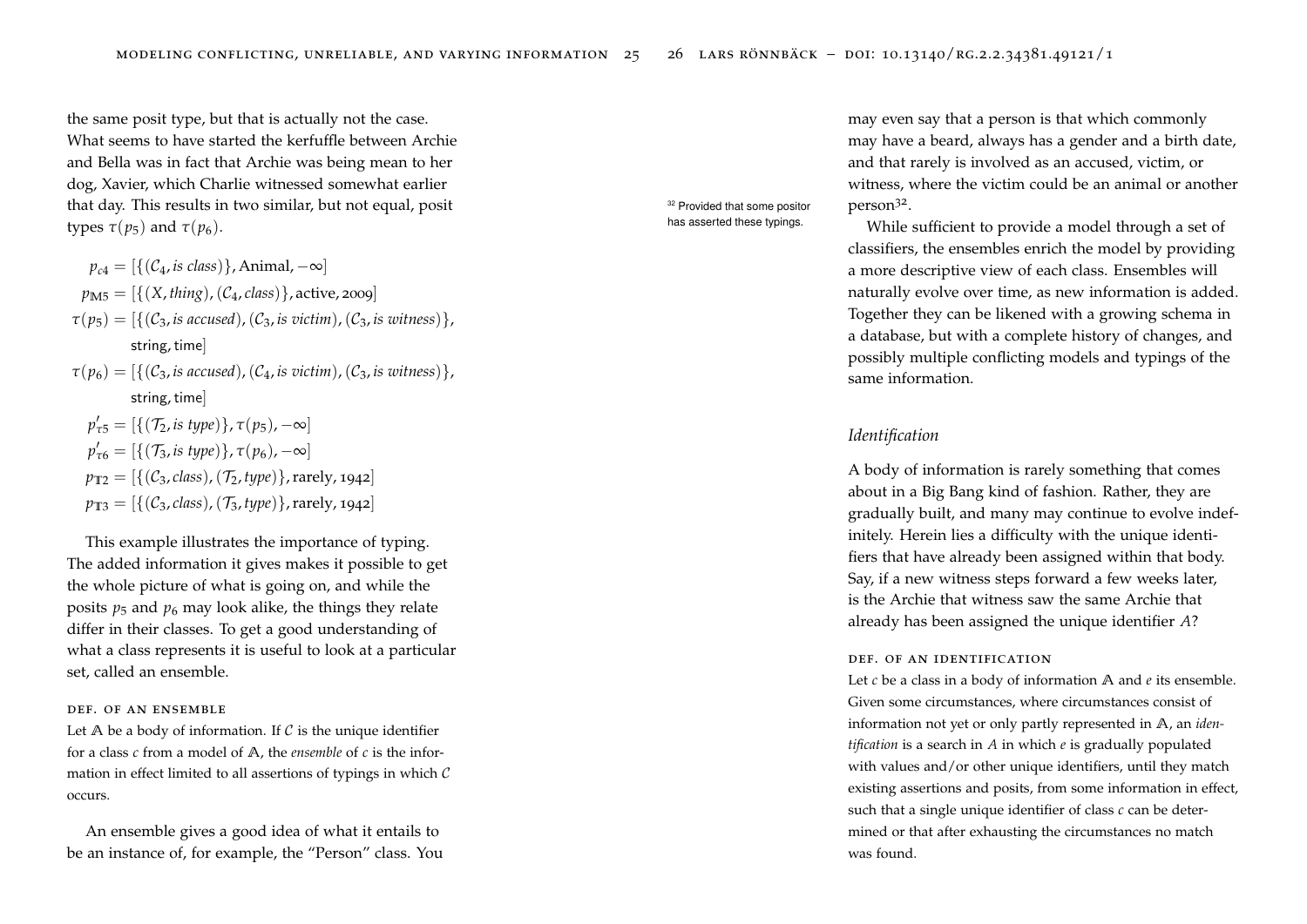the same posit type, but that is actually not the case. What seems to have started the kerfuffle between Archie and Bella was in fact that Archie was being mean to her dog, Xavier, which Charlie witnessed somewhat earlier that day. This results in two similar, but not equal, posit types $\tau(p_5)$ and $\tau(p_6)$.

$$p_{c4} = [\{(\mathcal{C}_4, \textit{is class})\}, \text{Animal}, -\infty]$$
$$p_{\mathbb{M}5} = [\{(X, \textit{thing}), (\mathcal{C}_4, \textit{class})\}, \text{active}, 2009]$$
$$\tau(p_5) = [\{(\mathcal{C}_3, \textit{is accused}), (\mathcal{C}_3, \textit{is victim}), (\mathcal{C}_3, \textit{is witness})\}, \text{string}, \text{time}]$$
$$\tau(p_6) = [\{(\mathcal{C}_3, \textit{is accused}), (\mathcal{C}_4, \textit{is victim}), (\mathcal{C}_3, \textit{is witness})\}, \text{string}, \text{time}]$$
$$p'_{\tau 5} = [\{(\mathcal{T}_2, \textit{is type})\}, \tau(p_5), -\infty]$$
$$p'_{\tau 6} = [\{(\mathcal{T}_3, \textit{is type})\}, \tau(p_6), -\infty]$$
$$p_{\mathbb{T}2} = [\{(\mathcal{C}_3, \textit{class}), (\mathcal{T}_2, \textit{type})\}, \text{rarely}, 1942]$$
$$p_{\mathbb{T}3} = [\{(\mathcal{C}_3, \textit{class}), (\mathcal{T}_3, \textit{type})\}, \text{rarely}, 1942]$$

This example illustrates the importance of typing. The added information it gives makes it possible to get the whole picture of what is going on, and while the posits $p_5$ and $p_6$ may look alike, the things they relate differ in their classes. To get a good understanding of what a class represents it is useful to look at a particular set, called an ensemble.

#### Def. of an ensemble

Let $\mathbb{A}$ be a body of information. If $\mathcal{C}$ is the unique identifier for a class $c$ from a model of $\mathbb{A}$, the *ensemble* of $c$ is the information in effect limited to all assertions of typings in which $\mathcal{C}$ occurs.

An ensemble gives a good idea of what it entails to be an instance of, for example, the "Person" class. You may even say that a person is that which commonly may have a beard, always has a gender and a birth date, and that rarely is involved as an accused, victim, or witness, where the victim could be an animal or another person[32].

[32] Provided that some positor has asserted these typings.

While sufficient to provide a model through a set of classifiers, the ensembles enrich the model by providing a more descriptive view of each class. Ensembles will naturally evolve over time, as new information is added. Together they can be likened with a growing schema in a database, but with a complete history of changes, and possibly multiple conflicting models and typings of the same information.

### *Identification*

A body of information is rarely something that comes about in a Big Bang kind of fashion. Rather, they are gradually built, and many may continue to evolve indefinitely. Herein lies a difficulty with the unique identifiers that have already been assigned within that body. Say, if a new witness steps forward a few weeks later, is the Archie that witness saw the same Archie that already has been assigned the unique identifier $A$?

#### Def. of an identification

Let $c$ be a class in a body of information $\mathbb{A}$ and $e$ its ensemble. Given some circumstances, where circumstances consist of information not yet or only partly represented in $\mathbb{A}$, an *identification* is a search in $A$ in which $e$ is gradually populated with values and/or other unique identifiers, until they match existing assertions and posits, from some information in effect, such that a single unique identifier of class $c$ can be determined or that after exhausting the circumstances no match was found.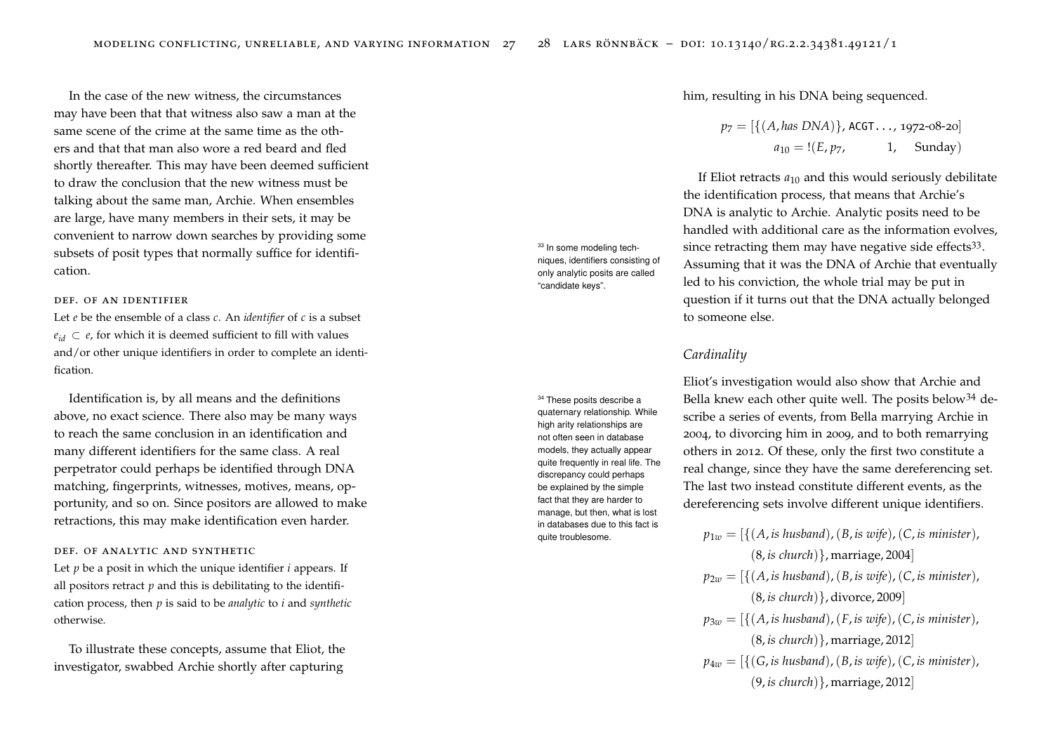In the case of the new witness, the circumstances may have been that that witness also saw a man at the same scene of the crime at the same time as the others and that that man also wore a red beard and fled shortly thereafter. This may have been deemed sufficient to draw the conclusion that the new witness must be talking about the same man, Archie. When ensembles are large, have many members in their sets, it may be convenient to narrow down searches by providing some subsets of posit types that normally suffice for identification.

#### def. of an identifier

Let $e$ be the ensemble of a class $c$. An *identifier* of $c$ is a subset $e_{id} \subset e$, for which it is deemed sufficient to fill with values and/or other unique identifiers in order to complete an identification.

Identification is, by all means and the definitions above, no exact science. There also may be many ways to reach the same conclusion in an identification and many different identifiers for the same class. A real perpetrator could perhaps be identified through DNA matching, fingerprints, witnesses, motives, means, opportunity, and so on. Since positors are allowed to make retractions, this may make identification even harder.

#### def. of analytic and synthetic

Let $p$ be a posit in which the unique identifier $i$ appears. If all positors retract $p$ and this is debilitating to the identification process, then $p$ is said to be *analytic* to $i$ and *synthetic* otherwise.

To illustrate these concepts, assume that Eliot, the investigator, swabbed Archie shortly after capturing him, resulting in his DNA being sequenced.

$$p_7 = [\{(A, \textit{has DNA})\}, \texttt{ACGT...}, \text{1972-08-20}]$$
$$a_{10} = !(E, p_7, \quad 1, \quad \text{Sunday})$$

If Eliot retracts $a_{10}$ and this would seriously debilitate the identification process, that means that Archie's DNA is analytic to Archie. Analytic posits need to be handled with additional care as the information evolves, since retracting them may have negative side effects[33]. Assuming that it was the DNA of Archie that eventually led to his conviction, the whole trial may be put in question if it turns out that the DNA actually belonged to someone else.

[33] In some modeling techniques, identifiers consisting of only analytic posits are called "candidate keys".

### *Cardinality*

Eliot's investigation would also show that Archie and Bella knew each other quite well. The posits below[34] describe a series of events, from Bella marrying Archie in 2004, to divorcing him in 2009, and to both remarrying others in 2012. Of these, only the first two constitute a real change, since they have the same dereferencing set. The last two instead constitute different events, as the dereferencing sets involve different unique identifiers.

[34] These posits describe a quaternary relationship. While high arity relationships are not often seen in database models, they actually appear quite frequently in real life. The discrepancy could perhaps be explained by the simple fact that they are harder to manage, but then, what is lost in databases due to this fact is quite troublesome.

$$p_{1w} = [\{(A, \textit{is husband}), (B, \textit{is wife}), (C, \textit{is minister}), (8, \textit{is church})\}, \text{marriage}, 2004]$$
$$p_{2w} = [\{(A, \textit{is husband}), (B, \textit{is wife}), (C, \textit{is minister}), (8, \textit{is church})\}, \text{divorce}, 2009]$$
$$p_{3w} = [\{(A, \textit{is husband}), (F, \textit{is wife}), (C, \textit{is minister}), (8, \textit{is church})\}, \text{marriage}, 2012]$$
$$p_{4w} = [\{(G, \textit{is husband}), (B, \textit{is wife}), (C, \textit{is minister}), (9, \textit{is church})\}, \text{marriage}, 2012]$$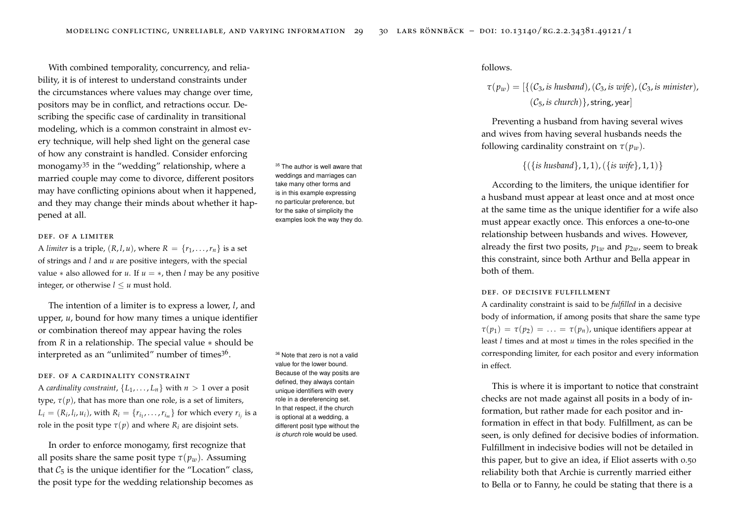With combined temporality, concurrency, and reliability, it is of interest to understand constraints under the circumstances where values may change over time, positors may be in conflict, and retractions occur. Describing the specific case of cardinality in transitional modeling, which is a common constraint in almost every technique, will help shed light on the general case of how any constraint is handled. Consider enforcing monogamy[35] in the "wedding" relationship, where a married couple may come to divorce, different positors may have conflicting opinions about when it happened, and they may change their minds about whether it happened at all.

[35] The author is well aware that weddings and marriages can take many other forms and is in this example expressing no particular preference, but for the sake of simplicity the examples look the way they do.

### def. of a limiter

A *limiter* is a triple, $(R, l, u)$, where $R = \{r_1, \ldots, r_n\}$ is a set of strings and $l$ and $u$ are positive integers, with the special value $*$ also allowed for $u$. If $u = *$, then $l$ may be any positive integer, or otherwise $l \leq u$ must hold.

The intention of a limiter is to express a lower, $l$, and upper, $u$, bound for how many times a unique identifier or combination thereof may appear having the roles from $R$ in a relationship. The special value $*$ should be interpreted as an "unlimited" number of times[36].

[36] Note that zero is not a valid value for the lower bound. Because of the way posits are defined, they always contain unique identifiers with every role in a dereferencing set. In that respect, if the church is optional at a wedding, a different posit type without the *is church* role would be used.

### def. of a cardinality constraint

A *cardinality constraint*, $\{L_1, \ldots, L_n\}$ with $n > 1$ over a posit type, $\tau(p)$, that has more than one role, is a set of limiters, $L_i = (R_i, l_i, u_i)$, with $R_i = \{r_{i_1}, \ldots, r_{i_m}\}$ for which every $r_{i_j}$ is a role in the posit type $\tau(p)$ and where $R_i$ are disjoint sets.

In order to enforce monogamy, first recognize that all posits share the same posit type $\tau(p_w)$. Assuming that $\mathcal{C}_5$ is the unique identifier for the "Location" class, the posit type for the wedding relationship becomes as follows.

$$\tau(p_w) = [\{(\mathcal{C}_3, \textit{is husband}), (\mathcal{C}_3, \textit{is wife}), (\mathcal{C}_3, \textit{is minister}), (\mathcal{C}_5, \textit{is church})\}, \mathsf{string}, \mathsf{year}]$$

Preventing a husband from having several wives and wives from having several husbands needs the following cardinality constraint on $\tau(p_w)$.

$$\{(\{\textit{is husband}\}, 1, 1), (\{\textit{is wife}\}, 1, 1)\}$$

According to the limiters, the unique identifier for a husband must appear at least once and at most once at the same time as the unique identifier for a wife also must appear exactly once. This enforces a one-to-one relationship between husbands and wives. However, already the first two posits, $p_{1w}$ and $p_{2w}$, seem to break this constraint, since both Arthur and Bella appear in both of them.

### def. of decisive fulfillment

A cardinality constraint is said to be *fulfilled* in a decisive body of information, if among posits that share the same type $\tau(p_1) = \tau(p_2) = \ldots = \tau(p_n)$, unique identifiers appear at least $l$ times and at most $u$ times in the roles specified in the corresponding limiter, for each positor and every information in effect.

This is where it is important to notice that constraint checks are not made against all posits in a body of information, but rather made for each positor and information in effect in that body. Fulfillment, as can be seen, is only defined for decisive bodies of information. Fulfillment in indecisive bodies will not be detailed in this paper, but to give an idea, if Eliot asserts with 0.50 reliability both that Archie is currently married either to Bella or to Fanny, he could be stating that there is a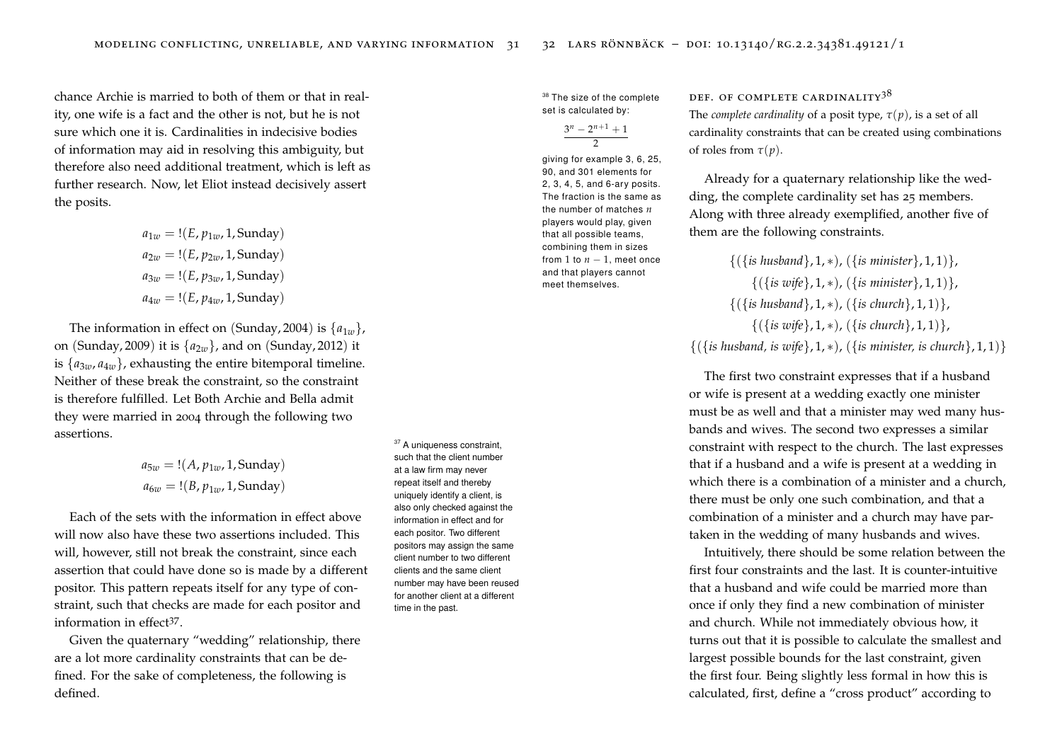chance Archie is married to both of them or that in reality, one wife is a fact and the other is not, but he is not sure which one it is. Cardinalities in indecisive bodies of information may aid in resolving this ambiguity, but therefore also need additional treatment, which is left as further research. Now, let Eliot instead decisively assert the posits.

$$a_{1w} = !(E, p_{1w}, 1, \text{Sunday})$$
$$a_{2w} = !(E, p_{2w}, 1, \text{Sunday})$$
$$a_{3w} = !(E, p_{3w}, 1, \text{Sunday})$$
$$a_{4w} = !(E, p_{4w}, 1, \text{Sunday})$$

The information in effect on $(\text{Sunday}, 2004)$ is $\{a_{1w}\}$, on $(\text{Sunday}, 2009)$ it is $\{a_{2w}\}$, and on $(\text{Sunday}, 2012)$ it is $\{a_{3w}, a_{4w}\}$, exhausting the entire bitemporal timeline. Neither of these break the constraint, so the constraint is therefore fulfilled. Let Both Archie and Bella admit they were married in 2004 through the following two assertions.

$$a_{5w} = !(A, p_{1w}, 1, \text{Sunday})$$
$$a_{6w} = !(B, p_{1w}, 1, \text{Sunday})$$

Each of the sets with the information in effect above will now also have these two assertions included. This will, however, still not break the constraint, since each assertion that could have done so is made by a different positor. This pattern repeats itself for any type of constraint, such that checks are made for each positor and information in effect[37].

[37] A uniqueness constraint, such that the client number at a law firm may never repeat itself and thereby uniquely identify a client, is also only checked against the information in effect and for each positor. Two different positors may assign the same client number to two different clients and the same client number may have been reused for another client at a different time in the past.

Given the quaternary "wedding" relationship, there are a lot more cardinality constraints that can be defined. For the sake of completeness, the following is defined.

### Def. of complete cardinality[38]

The *complete cardinality* of a posit type, $\tau(p)$, is a set of all cardinality constraints that can be created using combinations of roles from $\tau(p)$.

[38] The size of the complete set is calculated by:

$$\frac{3^n - 2^{n+1} + 1}{2}$$

giving for example 3, 6, 25, 90, and 301 elements for 2, 3, 4, 5, and 6-ary posits. The fraction is the same as the number of matches $n$ players would play, given that all possible teams, combining them in sizes from 1 to $n-1$, meet once and that players cannot meet themselves.

Already for a quaternary relationship like the wedding, the complete cardinality set has 25 members. Along with three already exemplified, another five of them are the following constraints.

$$\{(\{\textit{is husband}\}, 1, *), (\{\textit{is minister}\}, 1, 1)\},$$
$$\{(\{\textit{is wife}\}, 1, *), (\{\textit{is minister}\}, 1, 1)\},$$
$$\{(\{\textit{is husband}\}, 1, *), (\{\textit{is church}\}, 1, 1)\},$$
$$\{(\{\textit{is wife}\}, 1, *), (\{\textit{is church}\}, 1, 1)\},$$
$$\{(\{\textit{is husband, is wife}\}, 1, *), (\{\textit{is minister, is church}\}, 1, 1)\}$$

The first two constraint expresses that if a husband or wife is present at a wedding exactly one minister must be as well and that a minister may wed many husbands and wives. The second two expresses a similar constraint with respect to the church. The last expresses that if a husband and a wife is present at a wedding in which there is a combination of a minister and a church, there must be only one such combination, and that a combination of a minister and a church may have partaken in the wedding of many husbands and wives.

Intuitively, there should be some relation between the first four constraints and the last. It is counter-intuitive that a husband and wife could be married more than once if only they find a new combination of minister and church. While not immediately obvious how, it turns out that it is possible to calculate the smallest and largest possible bounds for the last constraint, given the first four. Being slightly less formal in how this is calculated, first, define a "cross product" according to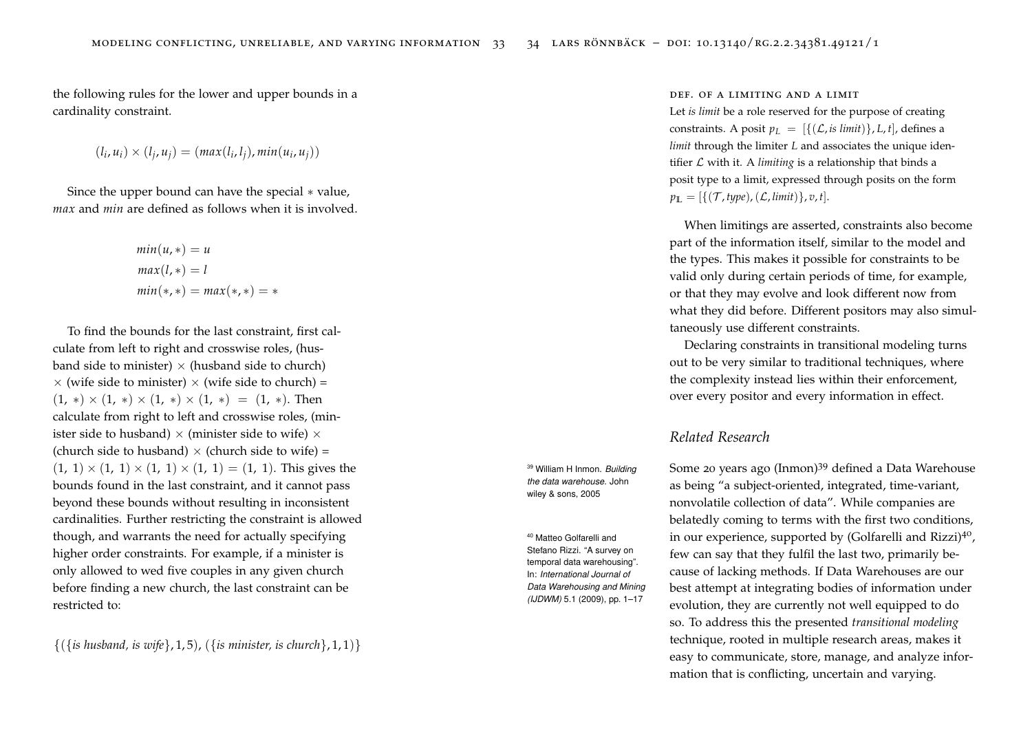the following rules for the lower and upper bounds in a cardinality constraint.

$$(l_i, u_i) \times (l_j, u_j) = (max(l_i, l_j), min(u_i, u_j))$$

Since the upper bound can have the special $*$ value, *max* and *min* are defined as follows when it is involved.

$$min(u, *) = u$$
$$max(l, *) = l$$
$$min(*, *) = max(*, *) = *$$

To find the bounds for the last constraint, first calculate from left to right and crosswise roles, (husband side to minister) $\times$ (husband side to church) $\times$ (wife side to minister) $\times$ (wife side to church) = $(1, *) \times (1, *) \times (1, *) \times (1, *) = (1, *)$. Then calculate from right to left and crosswise roles, (minister side to husband) $\times$ (minister side to wife) $\times$ (church side to husband) $\times$ (church side to wife) = $(1, 1) \times (1, 1) \times (1, 1) \times (1, 1) = (1, 1)$. This gives the bounds found in the last constraint, and it cannot pass beyond these bounds without resulting in inconsistent cardinalities. Further restricting the constraint is allowed though, and warrants the need for actually specifying higher order constraints. For example, if a minister is only allowed to wed five couples in any given church before finding a new church, the last constraint can be restricted to:

$$\{(\{\textit{is husband, is wife}\}, 1, 5), (\{\textit{is minister, is church}\}, 1, 1)\}$$

### Def. of a limiting and a limit

Let *is limit* be a role reserved for the purpose of creating constraints. A posit $p_L = [\{(\mathcal{L}, \textit{is limit})\}, L, t]$, defines a *limit* through the limiter $L$ and associates the unique identifier $\mathcal{L}$ with it. A *limiting* is a relationship that binds a posit type to a limit, expressed through posits on the form $p_{\mathbb{L}} = [\{(\mathcal{T}, \textit{type}), (\mathcal{L}, \textit{limit})\}, v, t]$.

When limitings are asserted, constraints also become part of the information itself, similar to the model and the types. This makes it possible for constraints to be valid only during certain periods of time, for example, or that they may evolve and look different now from what they did before. Different positors may also simultaneously use different constraints.

Declaring constraints in transitional modeling turns out to be very similar to traditional techniques, where the complexity instead lies within their enforcement, over every positor and every information in effect.

## Related Research

Some 20 years ago (Inmon)[39] defined a Data Warehouse as being "a subject-oriented, integrated, time-variant, nonvolatile collection of data". While companies are belatedly coming to terms with the first two conditions, in our experience, supported by (Golfarelli and Rizzi)[40], few can say that they fulfil the last two, primarily because of lacking methods. If Data Warehouses are our best attempt at integrating bodies of information under evolution, they are currently not well equipped to do so. To address this the presented *transitional modeling* technique, rooted in multiple research areas, makes it easy to communicate, store, manage, and analyze information that is conflicting, uncertain and varying.

[39] William H Inmon. *Building the data warehouse.* John wiley & sons, 2005

[40] Matteo Golfarelli and Stefano Rizzi. "A survey on temporal data warehousing". In: *International Journal of Data Warehousing and Mining (IJDWM)* 5.1 (2009), pp. 1–17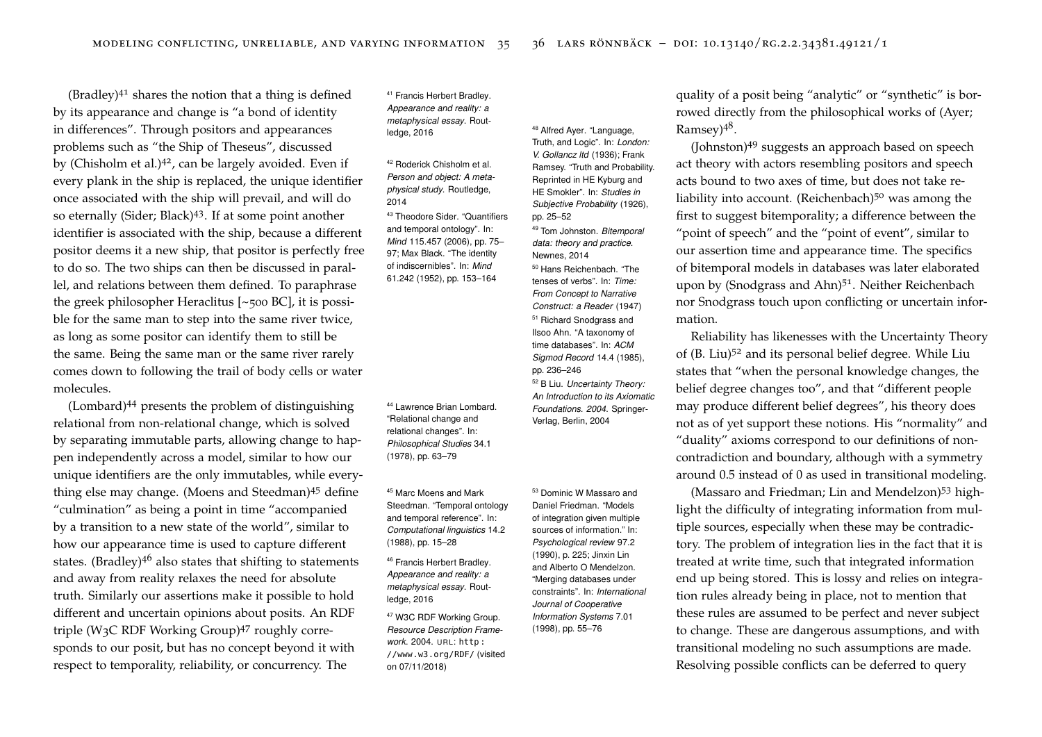(Bradley)[41] shares the notion that a thing is defined by its appearance and change is "a bond of identity in differences". Through positors and appearances problems such as "the Ship of Theseus", discussed by (Chisholm et al.)[42], can be largely avoided. Even if every plank in the ship is replaced, the unique identifier once associated with the ship will prevail, and will do so eternally (Sider; Black)[43]. If at some point another identifier is associated with the ship, because a different positor deems it a new ship, that positor is perfectly free to do so. The two ships can then be discussed in parallel, and relations between them defined. To paraphrase the greek philosopher Heraclitus [~500 BC], it is possible for the same man to step into the same river twice, as long as some positor can identify them to still be the same. Being the same man or the same river rarely comes down to following the trail of body cells or water molecules.

(Lombard)[44] presents the problem of distinguishing relational from non-relational change, which is solved by separating immutable parts, allowing change to happen independently across a model, similar to how our unique identifiers are the only immutables, while everything else may change. (Moens and Steedman)[45] define "culmination" as being a point in time "accompanied by a transition to a new state of the world", similar to how our appearance time is used to capture different states. (Bradley)[46] also states that shifting to statements and away from reality relaxes the need for absolute truth. Similarly our assertions make it possible to hold different and uncertain opinions about posits. An RDF triple (W3C RDF Working Group)[47] roughly corresponds to our posit, but has no concept beyond it with respect to temporality, reliability, or concurrency. The quality of a posit being "analytic" or "synthetic" is borrowed directly from the philosophical works of (Ayer; Ramsey)[48].

(Johnston)[49] suggests an approach based on speech act theory with actors resembling positors and speech acts bound to two axes of time, but does not take reliability into account. (Reichenbach)[50] was among the first to suggest bitemporality; a difference between the "point of speech" and the "point of event", similar to our assertion time and appearance time. The specifics of bitemporal models in databases was later elaborated upon by (Snodgrass and Ahn)[51]. Neither Reichenbach nor Snodgrass touch upon conflicting or uncertain information.

Reliability has likenesses with the Uncertainty Theory of (B. Liu)[52] and its personal belief degree. While Liu states that "when the personal knowledge changes, the belief degree changes too", and that "different people may produce different belief degrees", his theory does not as of yet support these notions. His "normality" and "duality" axioms correspond to our definitions of non-contradiction and boundary, although with a symmetry around 0.5 instead of 0 as used in transitional modeling.

(Massaro and Friedman; Lin and Mendelzon)[53] highlight the difficulty of integrating information from multiple sources, especially when these may be contradictory. The problem of integration lies in the fact that it is treated at write time, such that integrated information end up being stored. This is lossy and relies on integration rules already being in place, not to mention that these rules are assumed to be perfect and never subject to change. These are dangerous assumptions, and with transitional modeling no such assumptions are made. Resolving possible conflicts can be deferred to query

[41] Francis Herbert Bradley. *Appearance and reality: a metaphysical essay*. Routledge, 2016

[42] Roderick Chisholm et al. *Person and object: A metaphysical study*. Routledge, 2014

[43] Theodore Sider. "Quantifiers and temporal ontology". In: *Mind* 115.457 (2006), pp. 75–97; Max Black. "The identity of indiscernibles". In: *Mind* 61.242 (1952), pp. 153–164

[44] Lawrence Brian Lombard. "Relational change and relational changes". In: *Philosophical Studies* 34.1 (1978), pp. 63–79

[45] Marc Moens and Mark Steedman. "Temporal ontology and temporal reference". In: *Computational linguistics* 14.2 (1988), pp. 15–28

[46] Francis Herbert Bradley. *Appearance and reality: a metaphysical essay*. Routledge, 2016

[47] W3C RDF Working Group. *Resource Description Framework*. 2004. URL: http://www.w3.org/RDF/ (visited on 07/11/2018)

[48] Alfred Ayer. "Language, Truth, and Logic". In: *London: V. Gollancz ltd* (1936); Frank Ramsey. "Truth and Probability. Reprinted in HE Kyburg and HE Smokler". In: *Studies in Subjective Probability* (1926), pp. 25–52

[49] Tom Johnston. *Bitemporal data: theory and practice*. Newnes, 2014

[50] Hans Reichenbach. "The tenses of verbs". In: *Time: From Concept to Narrative Construct: a Reader* (1947)

[51] Richard Snodgrass and Ilsoo Ahn. "A taxonomy of time databases". In: *ACM Sigmod Record* 14.4 (1985), pp. 236–246

[52] B Liu. *Uncertainty Theory: An Introduction to its Axiomatic Foundations. 2004*. Springer-Verlag, Berlin, 2004

[53] Dominic W Massaro and Daniel Friedman. "Models of integration given multiple sources of information." In: *Psychological review* 97.2 (1990), p. 225; Jinxin Lin and Alberto O Mendelzon. "Merging databases under constraints". In: *International Journal of Cooperative Information Systems* 7.01 (1998), pp. 55–76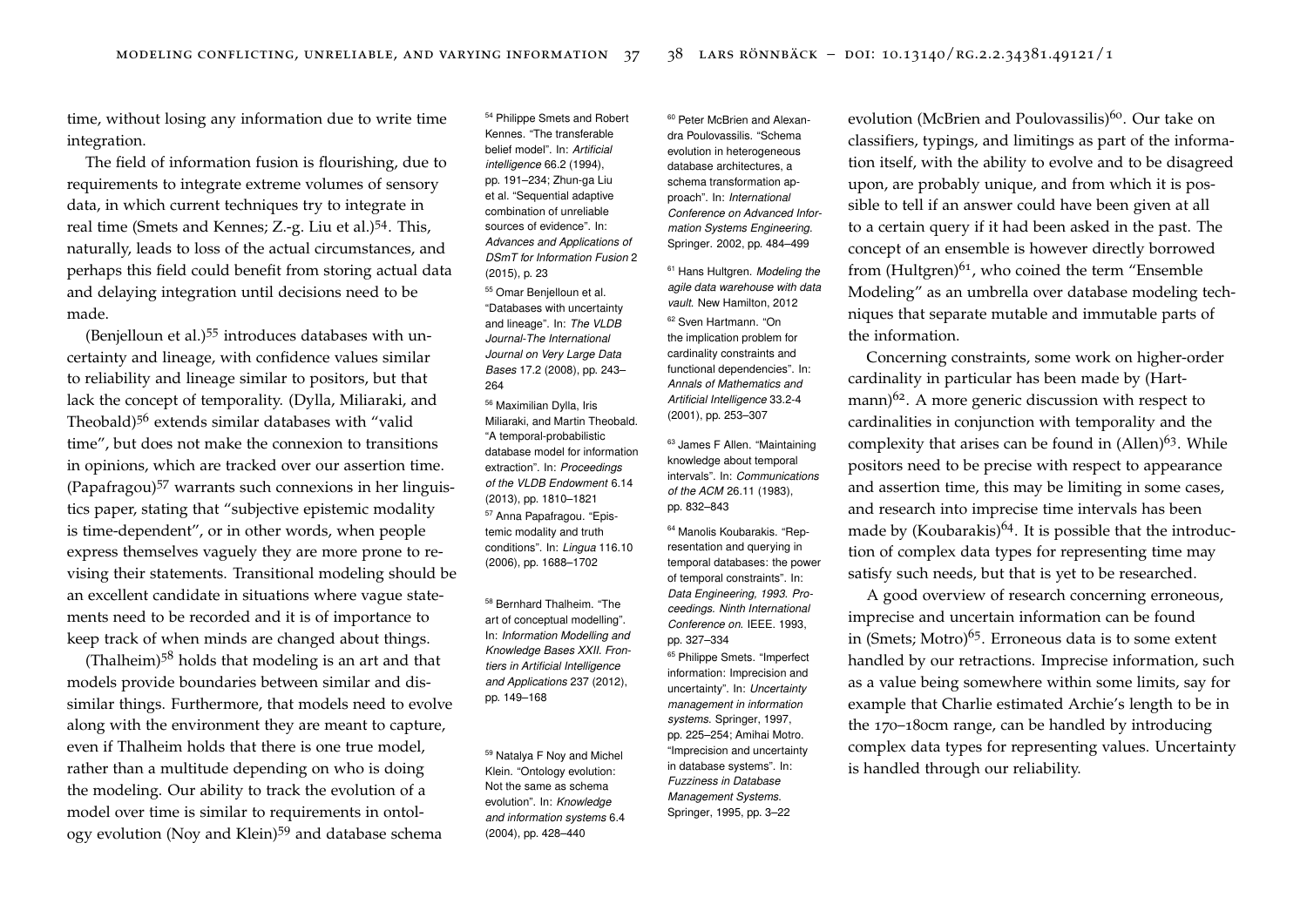time, without losing any information due to write time integration.

The field of information fusion is flourishing, due to requirements to integrate extreme volumes of sensory data, in which current techniques try to integrate in real time (Smets and Kennes; Z.-g. Liu et al.)[54]. This, naturally, leads to loss of the actual circumstances, and perhaps this field could benefit from storing actual data and delaying integration until decisions need to be made.

(Benjelloun et al.)[55] introduces databases with uncertainty and lineage, with confidence values similar to reliability and lineage similar to positors, but that lack the concept of temporality. (Dylla, Miliaraki, and Theobald)[56] extends similar databases with "valid time", but does not make the connexion to transitions in opinions, which are tracked over our assertion time. (Papafragou)[57] warrants such connexions in her linguistics paper, stating that "subjective epistemic modality is time-dependent", or in other words, when people express themselves vaguely they are more prone to revising their statements. Transitional modeling should be an excellent candidate in situations where vague statements need to be recorded and it is of importance to keep track of when minds are changed about things.

(Thalheim)[58] holds that modeling is an art and that models provide boundaries between similar and dissimilar things. Furthermore, that models need to evolve along with the environment they are meant to capture, even if Thalheim holds that there is one true model, rather than a multitude depending on who is doing the modeling. Our ability to track the evolution of a model over time is similar to requirements in ontology evolution (Noy and Klein)[59] and database schema evolution (McBrien and Poulovassilis)[60]. Our take on classifiers, typings, and limitings as part of the information itself, with the ability to evolve and to be disagreed upon, are probably unique, and from which it is possible to tell if an answer could have been given at all to a certain query if it had been asked in the past. The concept of an ensemble is however directly borrowed from (Hultgren)[61], who coined the term "Ensemble Modeling" as an umbrella over database modeling techniques that separate mutable and immutable parts of the information.

Concerning constraints, some work on higher-order cardinality in particular has been made by (Hartmann)[62]. A more generic discussion with respect to cardinalities in conjunction with temporality and the complexity that arises can be found in (Allen)[63]. While positors need to be precise with respect to appearance and assertion time, this may be limiting in some cases, and research into imprecise time intervals has been made by (Koubarakis)[64]. It is possible that the introduction of complex data types for representing time may satisfy such needs, but that is yet to be researched.

A good overview of research concerning erroneous, imprecise and uncertain information can be found in (Smets; Motro)[65]. Erroneous data is to some extent handled by our retractions. Imprecise information, such as a value being somewhere within some limits, say for example that Charlie estimated Archie's length to be in the 170–180cm range, can be handled by introducing complex data types for representing values. Uncertainty is handled through our reliability.

[54] Philippe Smets and Robert Kennes. "The transferable belief model". In: *Artificial intelligence* 66.2 (1994), pp. 191–234; Zhun-ga Liu et al. "Sequential adaptive combination of unreliable sources of evidence". In: *Advances and Applications of DSmT for Information Fusion* 2 (2015), p. 23

[55] Omar Benjelloun et al. "Databases with uncertainty and lineage". In: *The VLDB Journal-The International Journal on Very Large Data Bases* 17.2 (2008), pp. 243–264

[56] Maximilian Dylla, Iris Miliaraki, and Martin Theobald. "A temporal-probabilistic database model for information extraction". In: *Proceedings of the VLDB Endowment* 6.14 (2013), pp. 1810–1821

[57] Anna Papafragou. "Epistemic modality and truth conditions". In: *Lingua* 116.10 (2006), pp. 1688–1702

[58] Bernhard Thalheim. "The art of conceptual modelling". In: *Information Modelling and Knowledge Bases XXII. Frontiers in Artificial Intelligence and Applications* 237 (2012), pp. 149–168

[59] Natalya F Noy and Michel Klein. "Ontology evolution: Not the same as schema evolution". In: *Knowledge and information systems* 6.4 (2004), pp. 428–440

[60] Peter McBrien and Alexandra Poulovassilis. "Schema evolution in heterogeneous database architectures, a schema transformation approach". In: *International Conference on Advanced Information Systems Engineering*. Springer. 2002, pp. 484–499

[61] Hans Hultgren. *Modeling the agile data warehouse with data vault*. New Hamilton, 2012

[62] Sven Hartmann. "On the implication problem for cardinality constraints and functional dependencies". In: *Annals of Mathematics and Artificial Intelligence* 33.2-4 (2001), pp. 253–307

[63] James F Allen. "Maintaining knowledge about temporal intervals". In: *Communications of the ACM* 26.11 (1983), pp. 832–843

[64] Manolis Koubarakis. "Representation and querying in temporal databases: the power of temporal constraints". In: *Data Engineering, 1993. Proceedings. Ninth International Conference on*. IEEE. 1993, pp. 327–334

[65] Philippe Smets. "Imperfect information: Imprecision and uncertainty". In: *Uncertainty management in information systems*. Springer, 1997, pp. 225–254; Amihai Motro. "Imprecision and uncertainty in database systems". In: *Fuzziness in Database Management Systems*. Springer, 1995, pp. 3–22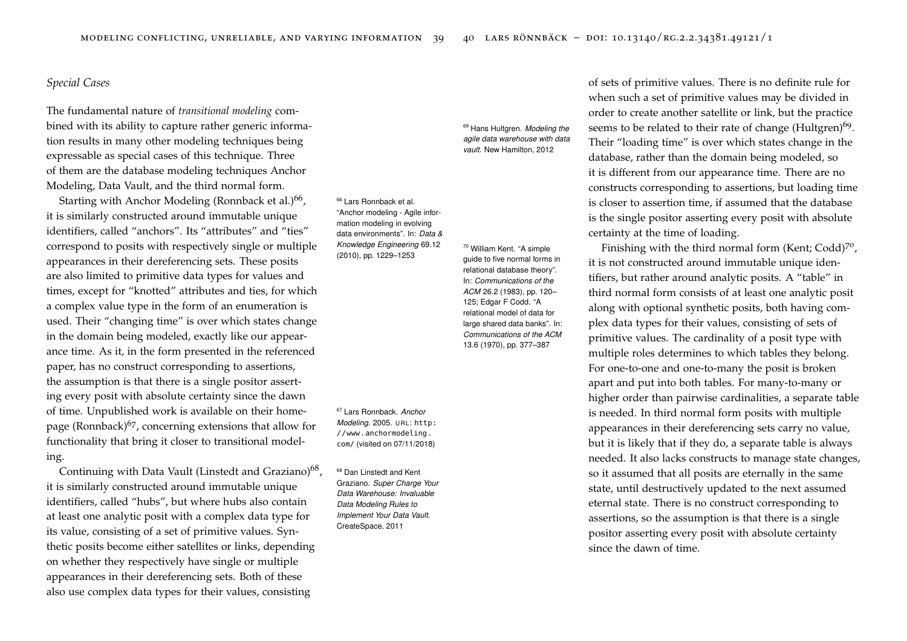*Special Cases*

The fundamental nature of *transitional modeling* combined with its ability to capture rather generic information results in many other modeling techniques being expressable as special cases of this technique. Three of them are the database modeling techniques Anchor Modeling, Data Vault, and the third normal form.

Starting with Anchor Modeling (Ronnback et al.)[66], it is similarly constructed around immutable unique identifiers, called "anchors". Its "attributes" and "ties" correspond to posits with respectively single or multiple appearances in their dereferencing sets. These posits are also limited to primitive data types for values and times, except for "knotted" attributes and ties, for which a complex value type in the form of an enumeration is used. Their "changing time" is over which states change in the domain being modeled, exactly like our appearance time. As it, in the form presented in the referenced paper, has no construct corresponding to assertions, the assumption is that there is a single positor asserting every posit with absolute certainty since the dawn of time. Unpublished work is available on their homepage (Ronnback)[67], concerning extensions that allow for functionality that bring it closer to transitional modeling.

Continuing with Data Vault (Linstedt and Graziano)[68], it is similarly constructed around immutable unique identifiers, called "hubs", but where hubs also contain at least one analytic posit with a complex data type for its value, consisting of a set of primitive values. Synthetic posits become either satellites or links, depending on whether they respectively have single or multiple appearances in their dereferencing sets. Both of these also use complex data types for their values, consisting of sets of primitive values. There is no definite rule for when such a set of primitive values may be divided in order to create another satellite or link, but the practice seems to be related to their rate of change (Hultgren)[69]. Their "loading time" is over which states change in the database, rather than the domain being modeled, so it is different from our appearance time. There are no constructs corresponding to assertions, but loading time is closer to assertion time, if assumed that the database is the single positor asserting every posit with absolute certainty at the time of loading.

Finishing with the third normal form (Kent; Codd)[70], it is not constructed around immutable unique identifiers, but rather around analytic posits. A "table" in third normal form consists of at least one analytic posit along with optional synthetic posits, both having complex data types for their values, consisting of sets of primitive values. The cardinality of a posit type with multiple roles determines to which tables they belong. For one-to-one and one-to-many the posit is broken apart and put into both tables. For many-to-many or higher order than pairwise cardinalities, a separate table is needed. In third normal form posits with multiple appearances in their dereferencing sets carry no value, but it is likely that if they do, a separate table is always needed. It also lacks constructs to manage state changes, so it assumed that all posits are eternally in the same state, until destructively updated to the next assumed eternal state. There is no construct corresponding to assertions, so the assumption is that there is a single positor asserting every posit with absolute certainty since the dawn of time.

[66] Lars Ronnback et al. "Anchor modeling - Agile information modeling in evolving data environments". In: *Data & Knowledge Engineering* 69.12 (2010), pp. 1229–1253

[67] Lars Ronnback. *Anchor Modeling*. 2005. URL: http://www.anchormodeling.com/ (visited on 07/11/2018)

[68] Dan Linstedt and Kent Graziano. *Super Charge Your Data Warehouse: Invaluable Data Modeling Rules to Implement Your Data Vault*. CreateSpace, 2011

[69] Hans Hultgren. *Modeling the agile data warehouse with data vault*. New Hamilton, 2012

[70] William Kent. "A simple guide to five normal forms in relational database theory". In: *Communications of the ACM* 26.2 (1983), pp. 120–125; Edgar F Codd. "A relational model of data for large shared data banks". In: *Communications of the ACM* 13.6 (1970), pp. 377–387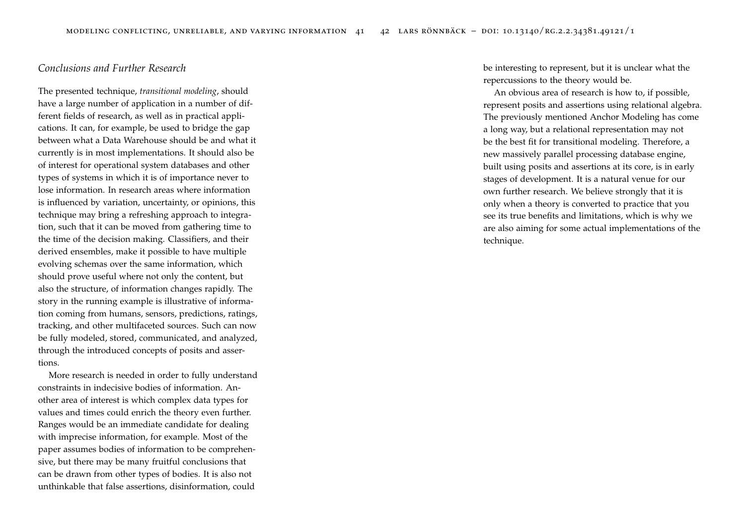## *Conclusions and Further Research*

The presented technique, *transitional modeling*, should have a large number of application in a number of different fields of research, as well as in practical applications. It can, for example, be used to bridge the gap between what a Data Warehouse should be and what it currently is in most implementations. It should also be of interest for operational system databases and other types of systems in which it is of importance never to lose information. In research areas where information is influenced by variation, uncertainty, or opinions, this technique may bring a refreshing approach to integration, such that it can be moved from gathering time to the time of the decision making. Classifiers, and their derived ensembles, make it possible to have multiple evolving schemas over the same information, which should prove useful where not only the content, but also the structure, of information changes rapidly. The story in the running example is illustrative of information coming from humans, sensors, predictions, ratings, tracking, and other multifaceted sources. Such can now be fully modeled, stored, communicated, and analyzed, through the introduced concepts of posits and assertions.

More research is needed in order to fully understand constraints in indecisive bodies of information. Another area of interest is which complex data types for values and times could enrich the theory even further. Ranges would be an immediate candidate for dealing with imprecise information, for example. Most of the paper assumes bodies of information to be comprehensive, but there may be many fruitful conclusions that can be drawn from other types of bodies. It is also not unthinkable that false assertions, disinformation, could be interesting to represent, but it is unclear what the repercussions to the theory would be.

An obvious area of research is how to, if possible, represent posits and assertions using relational algebra. The previously mentioned Anchor Modeling has come a long way, but a relational representation may not be the best fit for transitional modeling. Therefore, a new massively parallel processing database engine, built using posits and assertions at its core, is in early stages of development. It is a natural venue for our own further research. We believe strongly that it is only when a theory is converted to practice that you see its true benefits and limitations, which is why we are also aiming for some actual implementations of the technique.